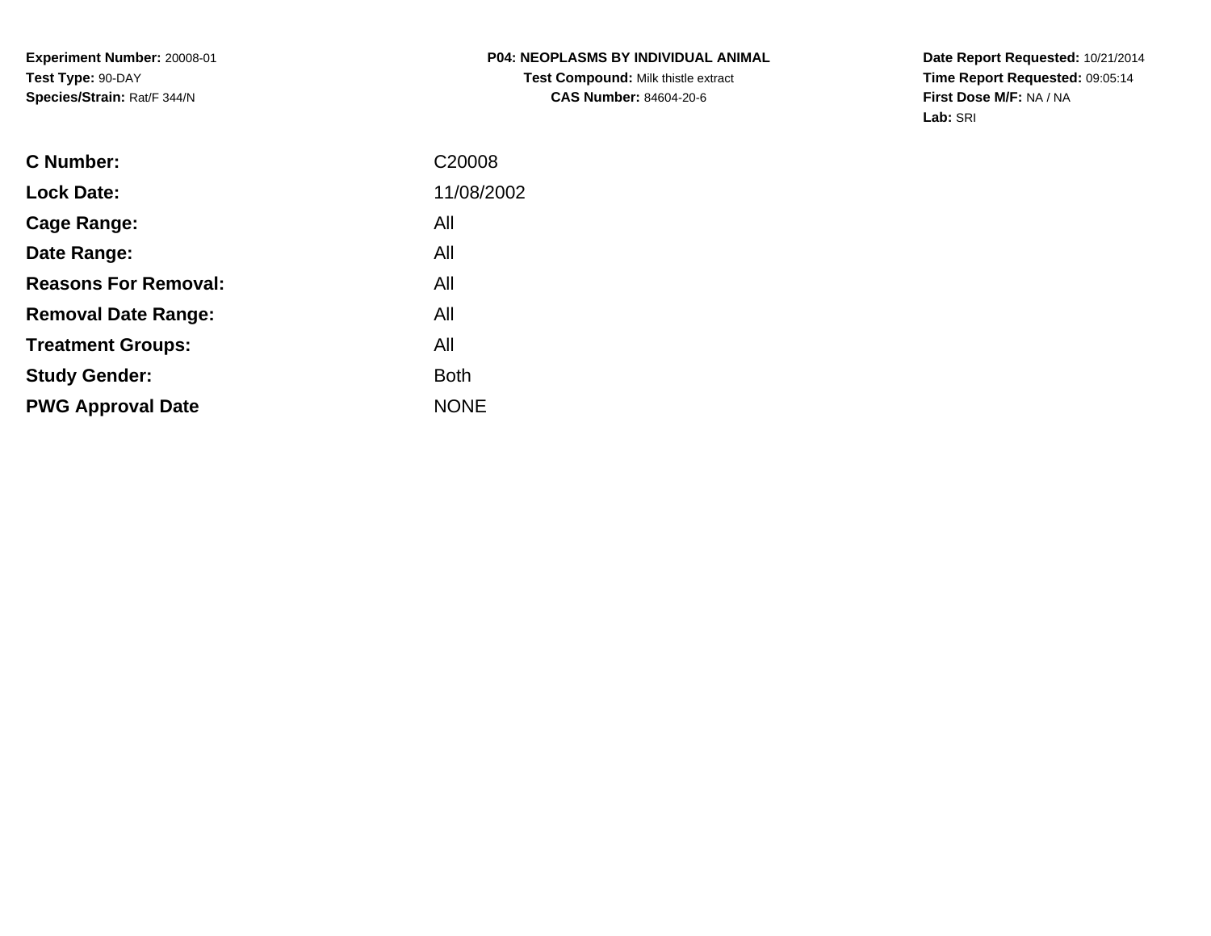**Experiment Number:** 20008-01
**Test Type:** 90-DAY
**Species/Strain:** Rat/F 344/N

**P04: NEOPLASMS BY INDIVIDUAL ANIMAL**
**Test Compound:** Milk thistle extract
**CAS Number:** 84604-20-6

**Date Report Requested:** 10/21/2014
**Time Report Requested:** 09:05:14
**First Dose M/F:** NA / NA
**Lab:** SRI

| | |
|---|---|
| **C Number:** | C20008 |
| **Lock Date:** | 11/08/2002 |
| **Cage Range:** | All |
| **Date Range:** | All |
| **Reasons For Removal:** | All |
| **Removal Date Range:** | All |
| **Treatment Groups:** | All |
| **Study Gender:** | Both |
| **PWG Approval Date** | NONE |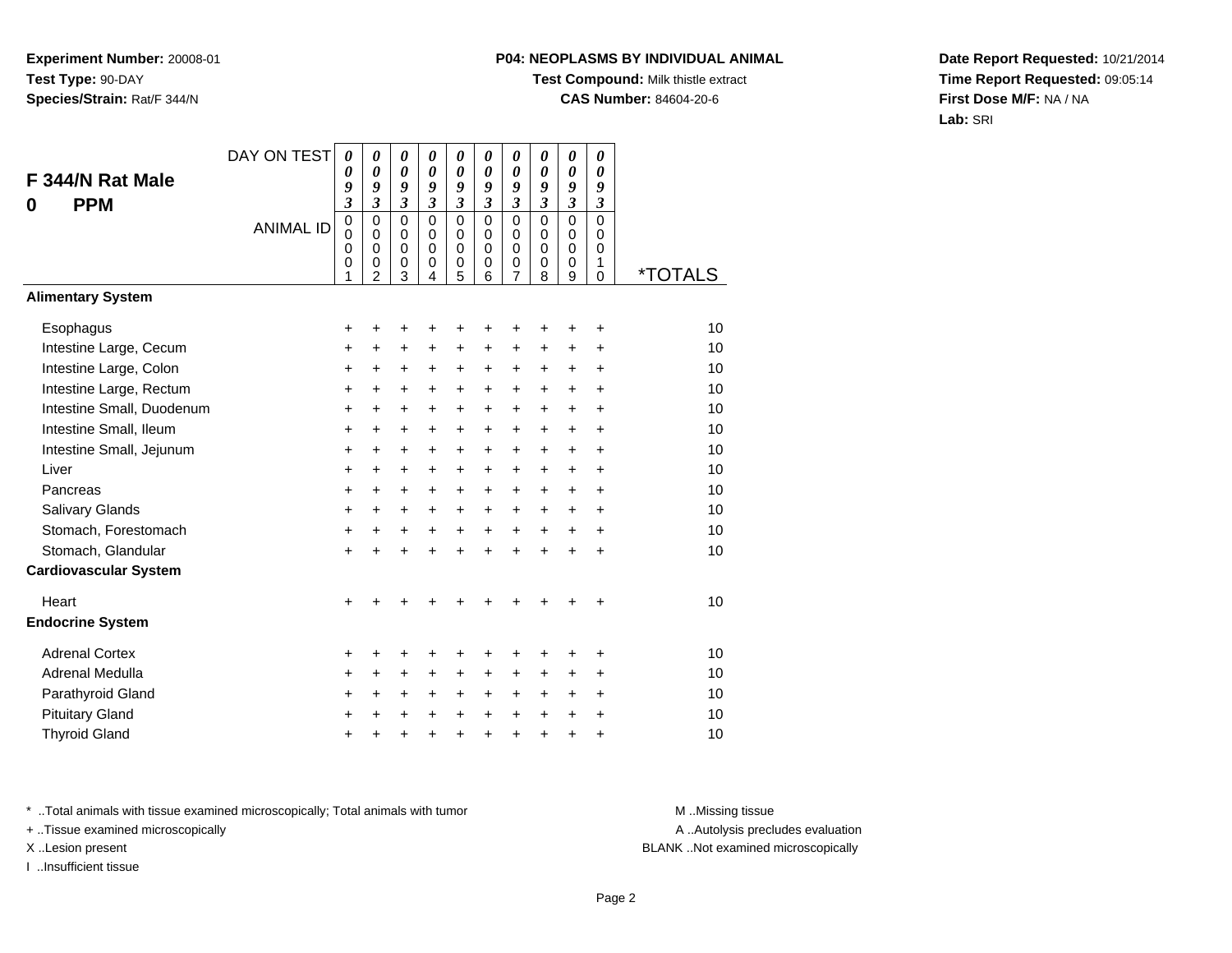**Experiment Number:** 20008-01
**Test Type:** 90-DAY
**Species/Strain:** Rat/F 344/N

**P04: NEOPLASMS BY INDIVIDUAL ANIMAL**
**Test Compound:** Milk thistle extract
**CAS Number:** 84604-20-6

**Date Report Requested:** 10/21/2014
**Time Report Requested:** 09:05:14
**First Dose M/F:** NA / NA
**Lab:** SRI

## F 344/N Rat Male
## 0 PPM

| DAY ON TEST | 0093 | 0093 | 0093 | 0093 | 0093 | 0093 | 0093 | 0093 | 0093 | 0093 | |
|---|---|---|---|---|---|---|---|---|---|---|---|
| ANIMAL ID | 00001 | 00002 | 00003 | 00004 | 00005 | 00006 | 00007 | 00008 | 00009 | 00010 | *TOTALS |
| **Alimentary System** | | | | | | | | | | | |
| Esophagus | + | + | + | + | + | + | + | + | + | + | 10 |
| Intestine Large, Cecum | + | + | + | + | + | + | + | + | + | + | 10 |
| Intestine Large, Colon | + | + | + | + | + | + | + | + | + | + | 10 |
| Intestine Large, Rectum | + | + | + | + | + | + | + | + | + | + | 10 |
| Intestine Small, Duodenum | + | + | + | + | + | + | + | + | + | + | 10 |
| Intestine Small, Ileum | + | + | + | + | + | + | + | + | + | + | 10 |
| Intestine Small, Jejunum | + | + | + | + | + | + | + | + | + | + | 10 |
| Liver | + | + | + | + | + | + | + | + | + | + | 10 |
| Pancreas | + | + | + | + | + | + | + | + | + | + | 10 |
| Salivary Glands | + | + | + | + | + | + | + | + | + | + | 10 |
| Stomach, Forestomach | + | + | + | + | + | + | + | + | + | + | 10 |
| Stomach, Glandular | + | + | + | + | + | + | + | + | + | + | 10 |
| **Cardiovascular System** | | | | | | | | | | | |
| Heart | + | + | + | + | + | + | + | + | + | + | 10 |
| **Endocrine System** | | | | | | | | | | | |
| Adrenal Cortex | + | + | + | + | + | + | + | + | + | + | 10 |
| Adrenal Medulla | + | + | + | + | + | + | + | + | + | + | 10 |
| Parathyroid Gland | + | + | + | + | + | + | + | + | + | + | 10 |
| Pituitary Gland | + | + | + | + | + | + | + | + | + | + | 10 |
| Thyroid Gland | + | + | + | + | + | + | + | + | + | + | 10 |

* ..Total animals with tissue examined microscopically; Total animals with tumor
+ ..Tissue examined microscopically
X ..Lesion present
I ..Insufficient tissue

M ..Missing tissue
A ..Autolysis precludes evaluation
BLANK ..Not examined microscopically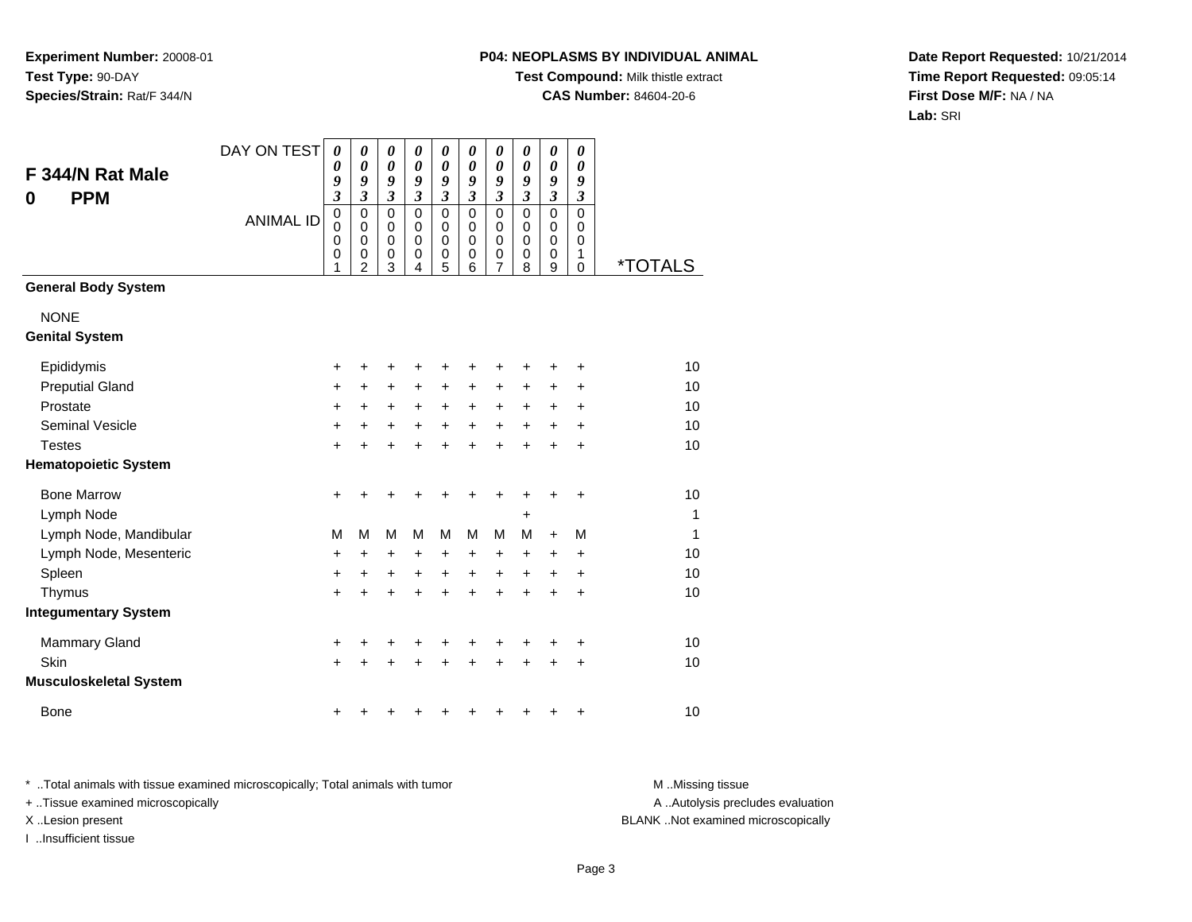**Experiment Number:** 20008-01
**Test Type:** 90-DAY
**Species/Strain:** Rat/F 344/N

**P04: NEOPLASMS BY INDIVIDUAL ANIMAL**
**Test Compound:** Milk thistle extract
**CAS Number:** 84604-20-6

**Date Report Requested:** 10/21/2014
**Time Report Requested:** 09:05:14
**First Dose M/F:** NA / NA
**Lab:** SRI

## F 344/N Rat Male
## 0 PPM

| DAY ON TEST | 0093 | 0093 | 0093 | 0093 | 0093 | 0093 | 0093 | 0093 | 0093 | 0093 | |
|---|---|---|---|---|---|---|---|---|---|---|---|
| **ANIMAL ID** | 00001 | 00002 | 00003 | 00004 | 00005 | 00006 | 00007 | 00008 | 00009 | 00010 | ***TOTALS** |
| **General Body System** | | | | | | | | | | | |
| NONE | | | | | | | | | | | |
| **Genital System** | | | | | | | | | | | |
| Epididymis | + | + | + | + | + | + | + | + | + | + | 10 |
| Preputial Gland | + | + | + | + | + | + | + | + | + | + | 10 |
| Prostate | + | + | + | + | + | + | + | + | + | + | 10 |
| Seminal Vesicle | + | + | + | + | + | + | + | + | + | + | 10 |
| Testes | + | + | + | + | + | + | + | + | + | + | 10 |
| **Hematopoietic System** | | | | | | | | | | | |
| Bone Marrow | + | + | + | + | + | + | + | + | + | + | 10 |
| Lymph Node | | | | | | | | + | | | 1 |
| Lymph Node, Mandibular | M | M | M | M | M | M | M | M | + | M | 1 |
| Lymph Node, Mesenteric | + | + | + | + | + | + | + | + | + | + | 10 |
| Spleen | + | + | + | + | + | + | + | + | + | + | 10 |
| Thymus | + | + | + | + | + | + | + | + | + | + | 10 |
| **Integumentary System** | | | | | | | | | | | |
| Mammary Gland | + | + | + | + | + | + | + | + | + | + | 10 |
| Skin | + | + | + | + | + | + | + | + | + | + | 10 |
| **Musculoskeletal System** | | | | | | | | | | | |
| Bone | + | + | + | + | + | + | + | + | + | + | 10 |

* ..Total animals with tissue examined microscopically; Total animals with tumor
+ ..Tissue examined microscopically
X ..Lesion present
I ..Insufficient tissue

M ..Missing tissue
A ..Autolysis precludes evaluation
BLANK ..Not examined microscopically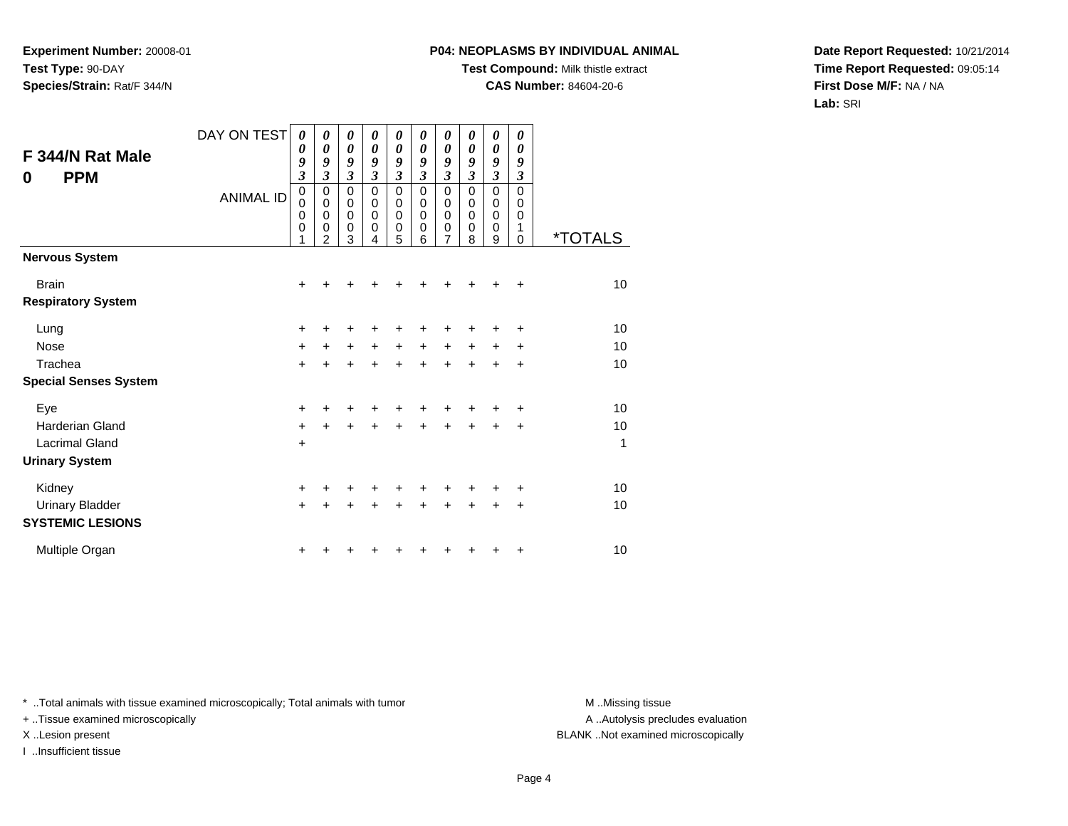**Experiment Number:** 20008-01
**Test Type:** 90-DAY
**Species/Strain:** Rat/F 344/N

**P04: NEOPLASMS BY INDIVIDUAL ANIMAL**
**Test Compound:** Milk thistle extract
**CAS Number:** 84604-20-6

**Date Report Requested:** 10/21/2014
**Time Report Requested:** 09:05:14
**First Dose M/F:** NA / NA
**Lab:** SRI

## F 344/N Rat Male
## 0 PPM

| DAY ON TEST | 0093 | 0093 | 0093 | 0093 | 0093 | 0093 | 0093 | 0093 | 0093 | 0093 | |
|---|---|---|---|---|---|---|---|---|---|---|---|
| ANIMAL ID | 00001 | 00002 | 00003 | 00004 | 00005 | 00006 | 00007 | 00008 | 00009 | 00010 | *TOTALS |
| **Nervous System** | | | | | | | | | | | |
| Brain | + | + | + | + | + | + | + | + | + | + | 10 |
| **Respiratory System** | | | | | | | | | | | |
| Lung | + | + | + | + | + | + | + | + | + | + | 10 |
| Nose | + | + | + | + | + | + | + | + | + | + | 10 |
| Trachea | + | + | + | + | + | + | + | + | + | + | 10 |
| **Special Senses System** | | | | | | | | | | | |
| Eye | + | + | + | + | + | + | + | + | + | + | 10 |
| Harderian Gland | + | + | + | + | + | + | + | + | + | + | 10 |
| Lacrimal Gland | + | | | | | | | | | | 1 |
| **Urinary System** | | | | | | | | | | | |
| Kidney | + | + | + | + | + | + | + | + | + | + | 10 |
| Urinary Bladder | + | + | + | + | + | + | + | + | + | + | 10 |
| **SYSTEMIC LESIONS** | | | | | | | | | | | |
| Multiple Organ | + | + | + | + | + | + | + | + | + | + | 10 |

* ..Total animals with tissue examined microscopically; Total animals with tumor
+ ..Tissue examined microscopically
X ..Lesion present
I ..Insufficient tissue

M ..Missing tissue
A ..Autolysis precludes evaluation
BLANK ..Not examined microscopically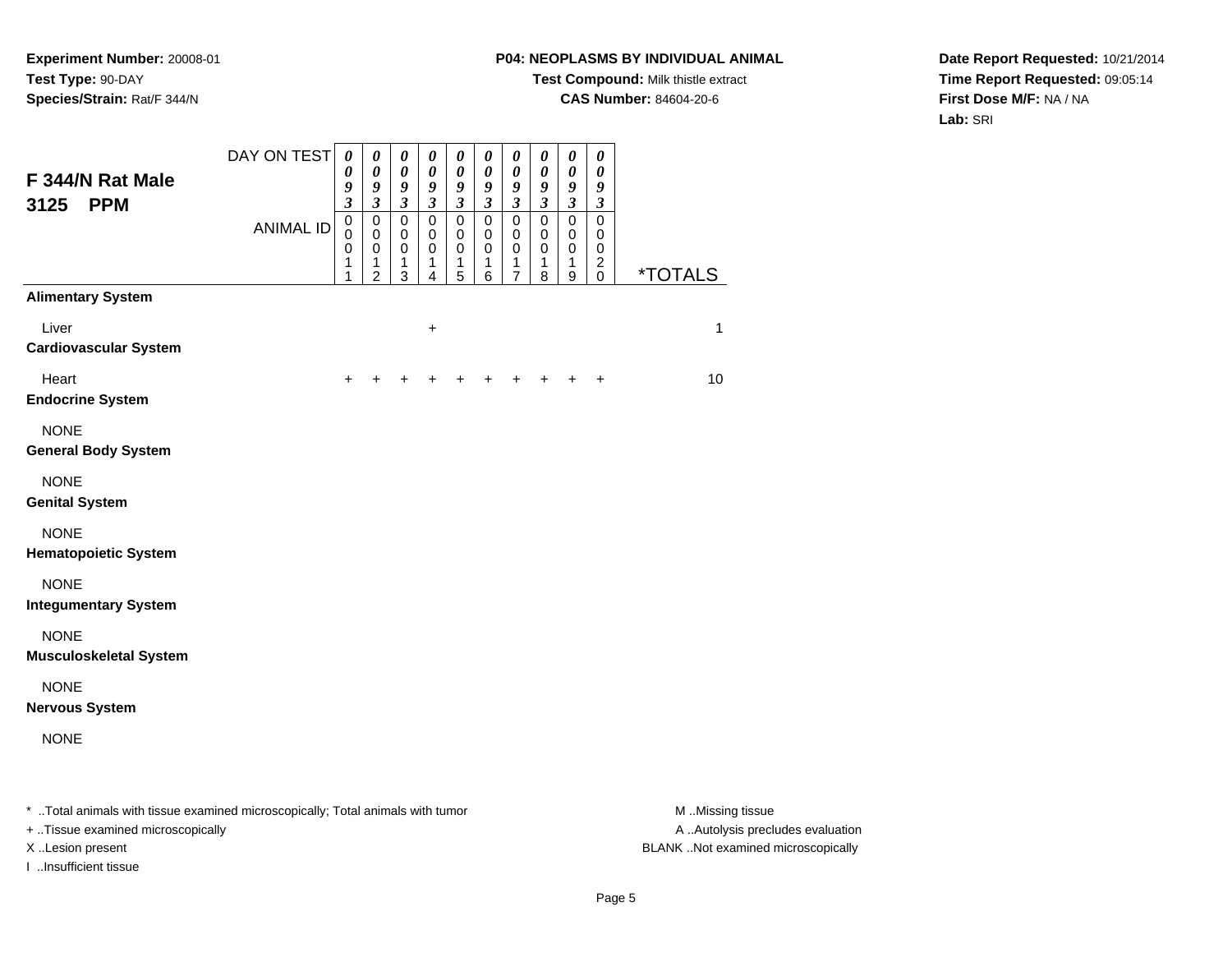**Experiment Number:** 20008-01
**Test Type:** 90-DAY
**Species/Strain:** Rat/F 344/N

**P04: NEOPLASMS BY INDIVIDUAL ANIMAL**
**Test Compound:** Milk thistle extract
**CAS Number:** 84604-20-6

**Date Report Requested:** 10/21/2014
**Time Report Requested:** 09:05:14
**First Dose M/F:** NA / NA
**Lab:** SRI

## F 344/N Rat Male 3125 PPM

| DAY ON TEST | 0093 | 0093 | 0093 | 0093 | 0093 | 0093 | 0093 | 0093 | 0093 | 0093 | |
|---|---|---|---|---|---|---|---|---|---|---|---|
| ANIMAL ID | 00011 | 00012 | 00013 | 00014 | 00015 | 00016 | 00017 | 00018 | 00019 | 00020 | *TOTALS |
| **Alimentary System** | | | | | | | | | | | |
| Liver | | | | + | | | | | | | 1 |
| **Cardiovascular System** | | | | | | | | | | | |
| Heart | + | + | + | + | + | + | + | + | + | + | 10 |
| **Endocrine System** | | | | | | | | | | | |
| NONE | | | | | | | | | | | |
| **General Body System** | | | | | | | | | | | |
| NONE | | | | | | | | | | | |
| **Genital System** | | | | | | | | | | | |
| NONE | | | | | | | | | | | |
| **Hematopoietic System** | | | | | | | | | | | |
| NONE | | | | | | | | | | | |
| **Integumentary System** | | | | | | | | | | | |
| NONE | | | | | | | | | | | |
| **Musculoskeletal System** | | | | | | | | | | | |
| NONE | | | | | | | | | | | |
| **Nervous System** | | | | | | | | | | | |
| NONE | | | | | | | | | | | |

* ..Total animals with tissue examined microscopically; Total animals with tumor
+ ..Tissue examined microscopically
X ..Lesion present
I ..Insufficient tissue

M ..Missing tissue
A ..Autolysis precludes evaluation
BLANK ..Not examined microscopically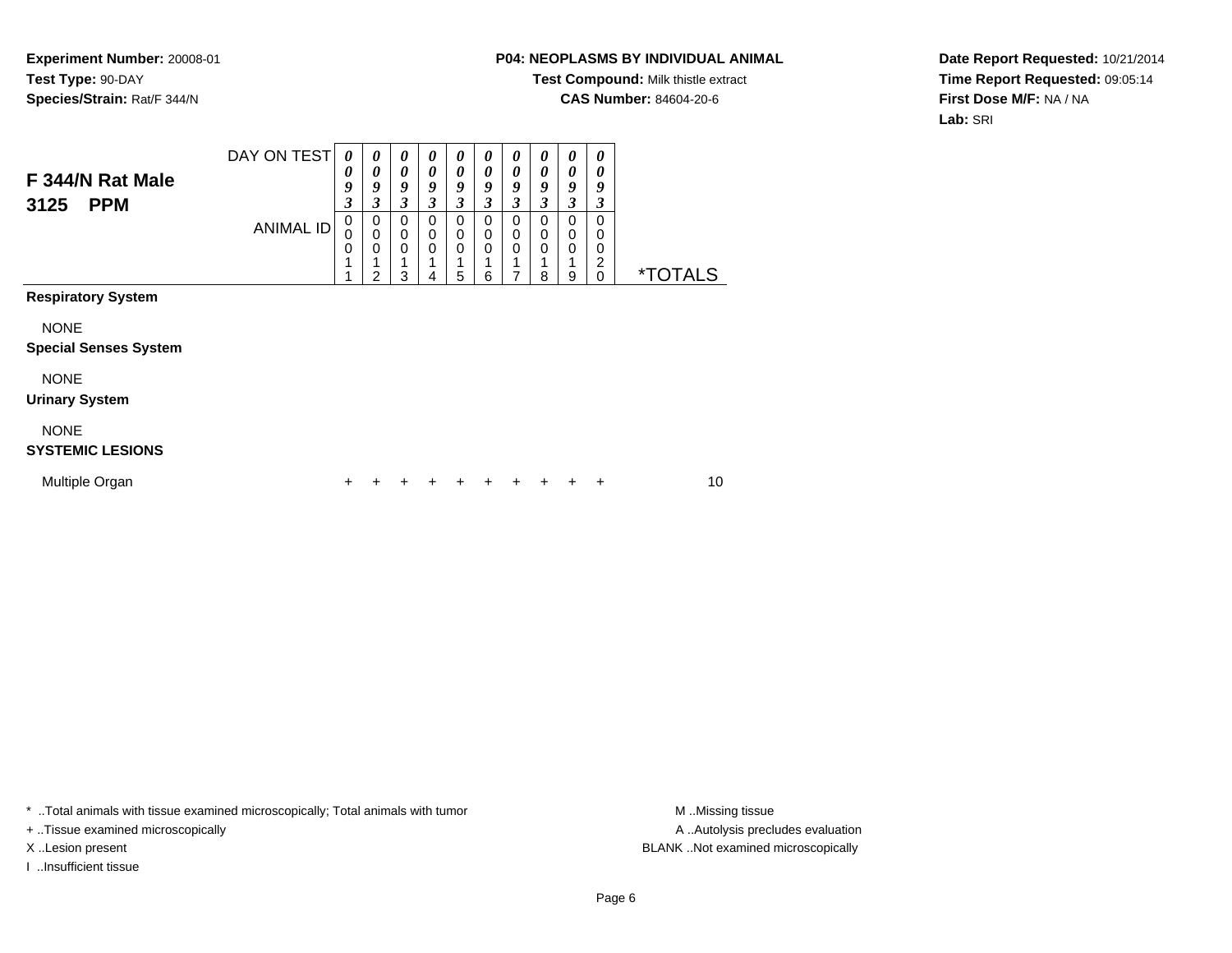**Experiment Number:** 20008-01
**Test Type:** 90-DAY
**Species/Strain:** Rat/F 344/N

**P04: NEOPLASMS BY INDIVIDUAL ANIMAL**
**Test Compound:** Milk thistle extract
**CAS Number:** 84604-20-6

**Date Report Requested:** 10/21/2014
**Time Report Requested:** 09:05:14
**First Dose M/F:** NA / NA
**Lab:** SRI

## F 344/N Rat Male 3125 PPM

| DAY ON TEST | 0093 | 0093 | 0093 | 0093 | 0093 | 0093 | 0093 | 0093 | 0093 | 0093 | |
|---|---|---|---|---|---|---|---|---|---|---|---|
| ANIMAL ID | 00011 | 00012 | 00013 | 00014 | 00015 | 00016 | 00017 | 00018 | 00019 | 00020 | *TOTALS |
| **Respiratory System** | | | | | | | | | | | |
| NONE | | | | | | | | | | | |
| **Special Senses System** | | | | | | | | | | | |
| NONE | | | | | | | | | | | |
| **Urinary System** | | | | | | | | | | | |
| NONE | | | | | | | | | | | |
| **SYSTEMIC LESIONS** | | | | | | | | | | | |
| Multiple Organ | + | + | + | + | + | + | + | + | + | + | 10 |

* ..Total animals with tissue examined microscopically; Total animals with tumor
+ ..Tissue examined microscopically
X ..Lesion present
I ..Insufficient tissue

M ..Missing tissue
A ..Autolysis precludes evaluation
BLANK ..Not examined microscopically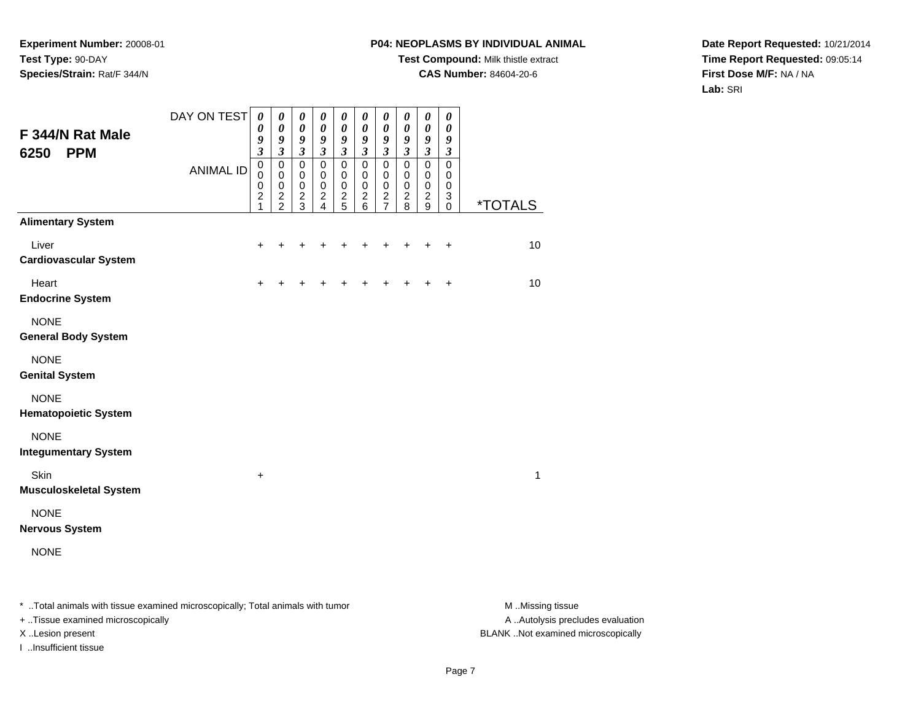**Experiment Number:** 20008-01
**Test Type:** 90-DAY
**Species/Strain:** Rat/F 344/N

**P04: NEOPLASMS BY INDIVIDUAL ANIMAL**
**Test Compound:** Milk thistle extract
**CAS Number:** 84604-20-6

**Date Report Requested:** 10/21/2014
**Time Report Requested:** 09:05:14
**First Dose M/F:** NA / NA
**Lab:** SRI

## F 344/N Rat Male 6250 PPM

| DAY ON TEST | 0093 | 0093 | 0093 | 0093 | 0093 | 0093 | 0093 | 0093 | 0093 | 0093 | |
|---|---|---|---|---|---|---|---|---|---|---|---|
| ANIMAL ID | 00021 | 00022 | 00023 | 00024 | 00025 | 00026 | 00027 | 00028 | 00029 | 00030 | *TOTALS |
| **Alimentary System** | | | | | | | | | | | |
| Liver | + | + | + | + | + | + | + | + | + | + | 10 |
| **Cardiovascular System** | | | | | | | | | | | |
| Heart | + | + | + | + | + | + | + | + | + | + | 10 |
| **Endocrine System** | | | | | | | | | | | |
| NONE | | | | | | | | | | | |
| **General Body System** | | | | | | | | | | | |
| NONE | | | | | | | | | | | |
| **Genital System** | | | | | | | | | | | |
| NONE | | | | | | | | | | | |
| **Hematopoietic System** | | | | | | | | | | | |
| NONE | | | | | | | | | | | |
| **Integumentary System** | | | | | | | | | | | |
| Skin | + | | | | | | | | | | 1 |
| **Musculoskeletal System** | | | | | | | | | | | |
| NONE | | | | | | | | | | | |
| **Nervous System** | | | | | | | | | | | |
| NONE | | | | | | | | | | | |

* ..Total animals with tissue examined microscopically; Total animals with tumor
+ ..Tissue examined microscopically
X ..Lesion present
I ..Insufficient tissue

M ..Missing tissue
A ..Autolysis precludes evaluation
BLANK ..Not examined microscopically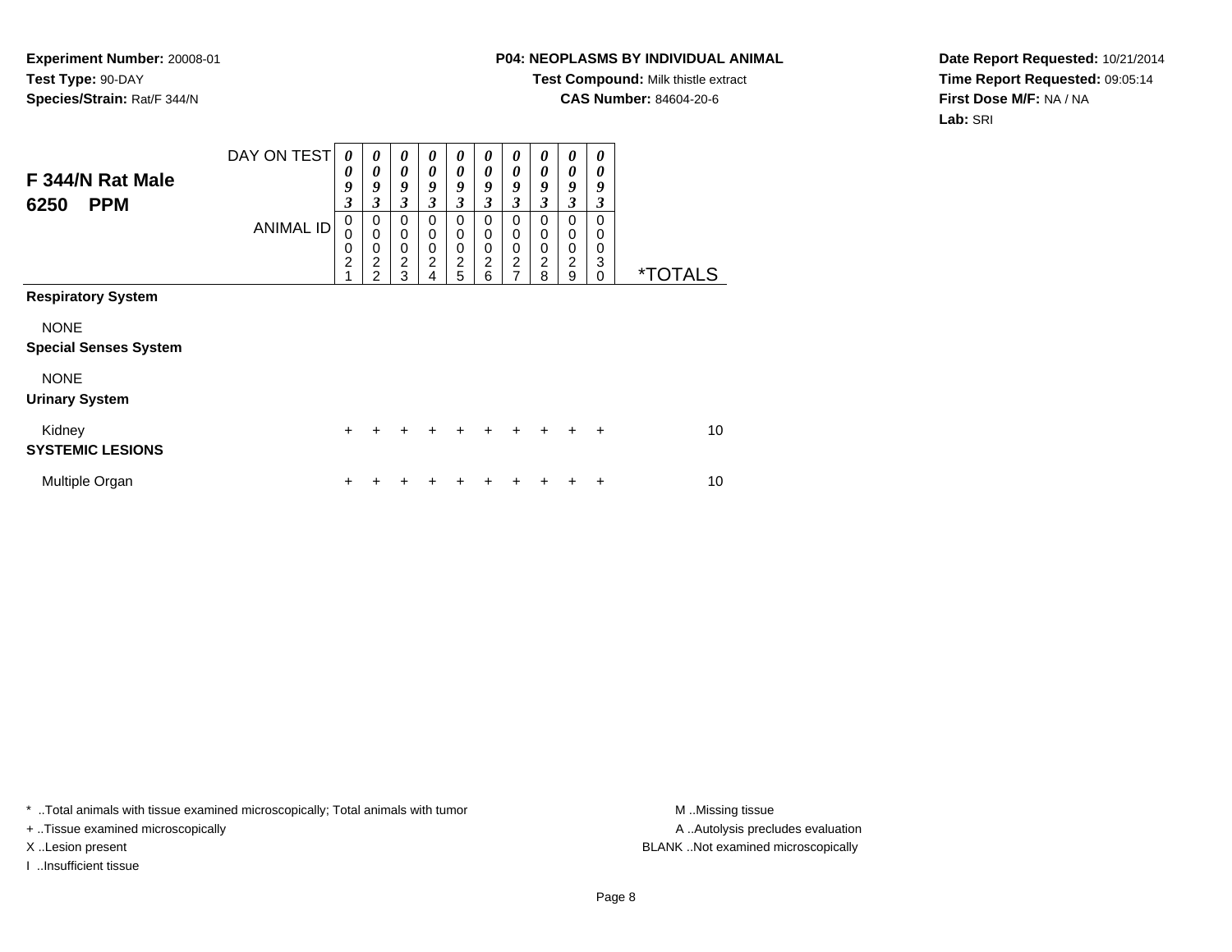**Experiment Number:** 20008-01
**Test Type:** 90-DAY
**Species/Strain:** Rat/F 344/N

**P04: NEOPLASMS BY INDIVIDUAL ANIMAL**
**Test Compound:** Milk thistle extract
**CAS Number:** 84604-20-6

**Date Report Requested:** 10/21/2014
**Time Report Requested:** 09:05:14
**First Dose M/F:** NA / NA
**Lab:** SRI

## F 344/N Rat Male 6250 PPM

| DAY ON TEST | 0093 | 0093 | 0093 | 0093 | 0093 | 0093 | 0093 | 0093 | 0093 | 0093 | |
|---|---|---|---|---|---|---|---|---|---|---|---|
| ANIMAL ID | 00021 | 00022 | 00023 | 00024 | 00025 | 00026 | 00027 | 00028 | 00029 | 00030 | *TOTALS |
| **Respiratory System** | | | | | | | | | | | |
| NONE | | | | | | | | | | | |
| **Special Senses System** | | | | | | | | | | | |
| NONE | | | | | | | | | | | |
| **Urinary System** | | | | | | | | | | | |
| Kidney | + | + | + | + | + | + | + | + | + | + | 10 |
| **SYSTEMIC LESIONS** | | | | | | | | | | | |
| Multiple Organ | + | + | + | + | + | + | + | + | + | + | 10 |

* ..Total animals with tissue examined microscopically; Total animals with tumor
+ ..Tissue examined microscopically
X ..Lesion present
I ..Insufficient tissue

M ..Missing tissue
A ..Autolysis precludes evaluation
BLANK ..Not examined microscopically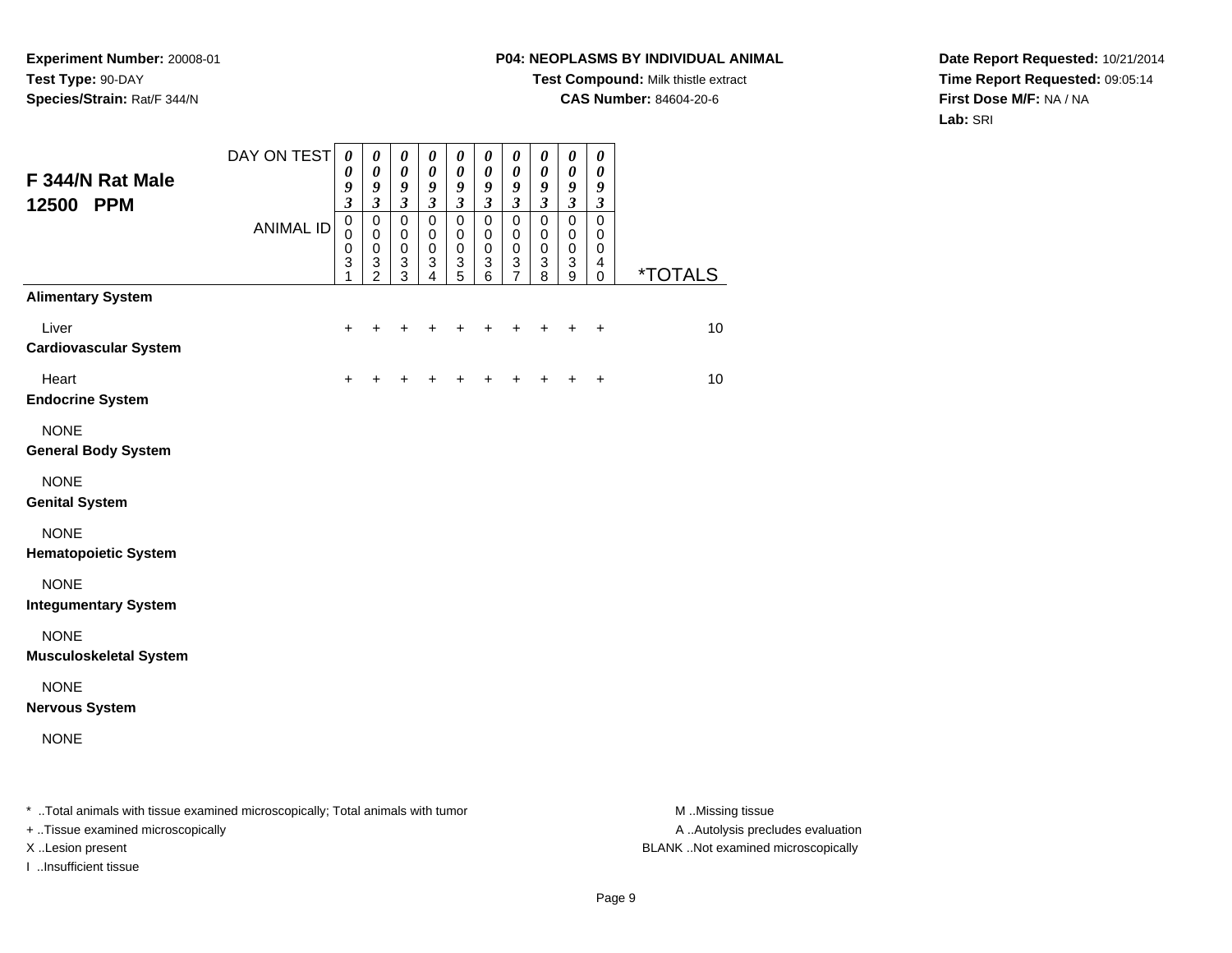**Experiment Number:** 20008-01
**Test Type:** 90-DAY
**Species/Strain:** Rat/F 344/N

**P04: NEOPLASMS BY INDIVIDUAL ANIMAL**
**Test Compound:** Milk thistle extract
**CAS Number:** 84604-20-6

**Date Report Requested:** 10/21/2014
**Time Report Requested:** 09:05:14
**First Dose M/F:** NA / NA
**Lab:** SRI

## F 344/N Rat Male 12500 PPM

| DAY ON TEST | 0093 | 0093 | 0093 | 0093 | 0093 | 0093 | 0093 | 0093 | 0093 | 0093 | |
|---|---|---|---|---|---|---|---|---|---|---|---|
| ANIMAL ID | 00031 | 00032 | 00033 | 00034 | 00035 | 00036 | 00037 | 00038 | 00039 | 00040 | *TOTALS |
| **Alimentary System** | | | | | | | | | | | |
| Liver | + | + | + | + | + | + | + | + | + | + | 10 |
| **Cardiovascular System** | | | | | | | | | | | |
| Heart | + | + | + | + | + | + | + | + | + | + | 10 |
| **Endocrine System** | | | | | | | | | | | |
| NONE | | | | | | | | | | | |
| **General Body System** | | | | | | | | | | | |
| NONE | | | | | | | | | | | |
| **Genital System** | | | | | | | | | | | |
| NONE | | | | | | | | | | | |
| **Hematopoietic System** | | | | | | | | | | | |
| NONE | | | | | | | | | | | |
| **Integumentary System** | | | | | | | | | | | |
| NONE | | | | | | | | | | | |
| **Musculoskeletal System** | | | | | | | | | | | |
| NONE | | | | | | | | | | | |
| **Nervous System** | | | | | | | | | | | |
| NONE | | | | | | | | | | | |

* ..Total animals with tissue examined microscopically; Total animals with tumor
+ ..Tissue examined microscopically
X ..Lesion present
I ..Insufficient tissue

M ..Missing tissue
A ..Autolysis precludes evaluation
BLANK ..Not examined microscopically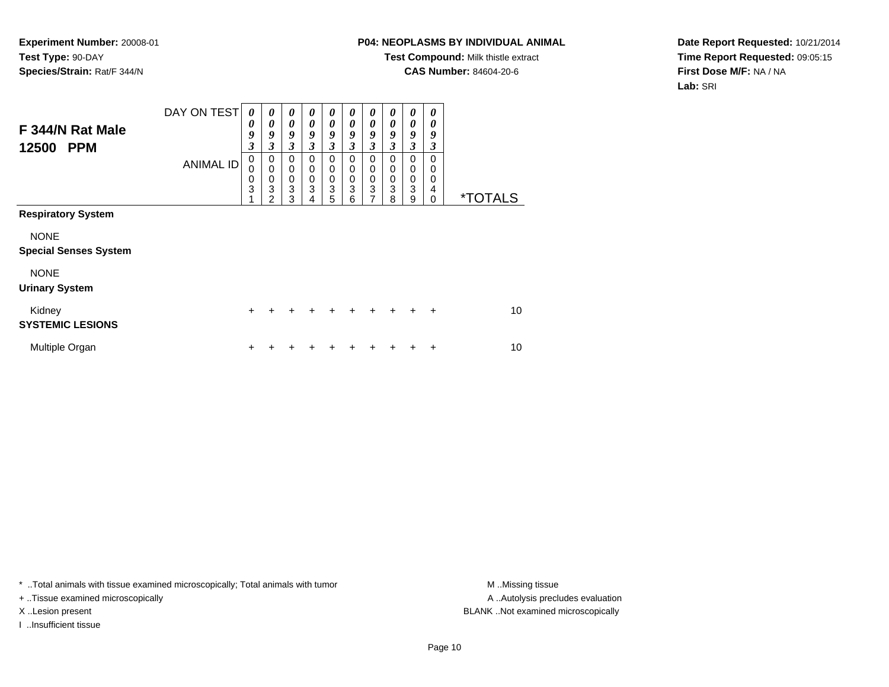**Experiment Number:** 20008-01
**Test Type:** 90-DAY
**Species/Strain:** Rat/F 344/N

**P04: NEOPLASMS BY INDIVIDUAL ANIMAL**
**Test Compound:** Milk thistle extract
**CAS Number:** 84604-20-6

**Date Report Requested:** 10/21/2014
**Time Report Requested:** 09:05:15
**First Dose M/F:** NA / NA
**Lab:** SRI

## F 344/N Rat Male 12500 PPM

| DAY ON TEST | 0093 | 0093 | 0093 | 0093 | 0093 | 0093 | 0093 | 0093 | 0093 | 0093 | |
|---|---|---|---|---|---|---|---|---|---|---|---|
| ANIMAL ID | 00031 | 00032 | 00033 | 00034 | 00035 | 00036 | 00037 | 00038 | 00039 | 00040 | *TOTALS |
| **Respiratory System** | | | | | | | | | | | |
| NONE | | | | | | | | | | | |
| **Special Senses System** | | | | | | | | | | | |
| NONE | | | | | | | | | | | |
| **Urinary System** | | | | | | | | | | | |
| Kidney | + | + | + | + | + | + | + | + | + | + | 10 |
| **SYSTEMIC LESIONS** | | | | | | | | | | | |
| Multiple Organ | + | + | + | + | + | + | + | + | + | + | 10 |

\* ..Total animals with tissue examined microscopically; Total animals with tumor
+ ..Tissue examined microscopically
X ..Lesion present
I ..Insufficient tissue

M ..Missing tissue
A ..Autolysis precludes evaluation
BLANK ..Not examined microscopically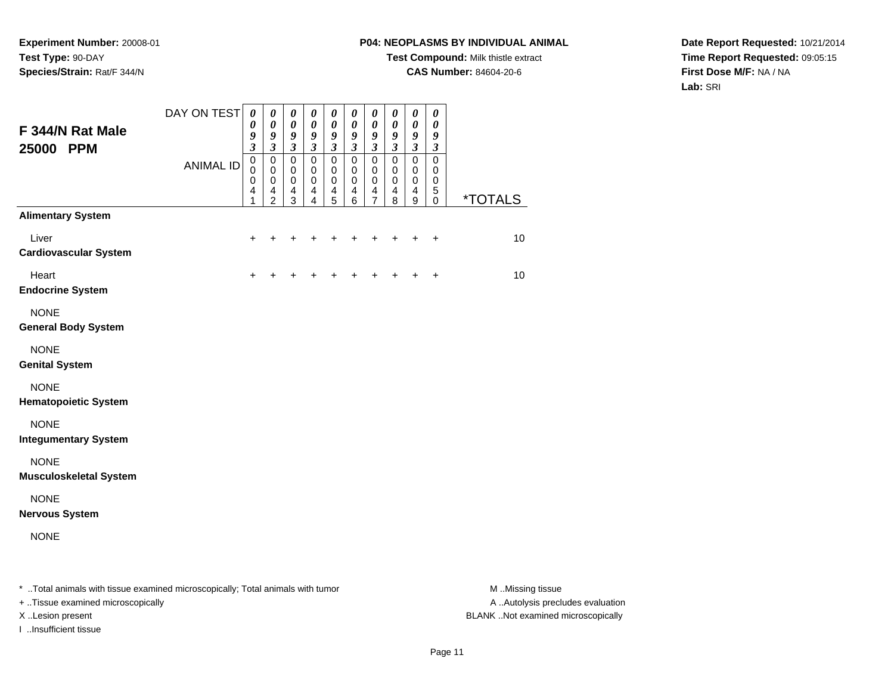**Experiment Number:** 20008-01
**Test Type:** 90-DAY
**Species/Strain:** Rat/F 344/N

**P04: NEOPLASMS BY INDIVIDUAL ANIMAL**
**Test Compound:** Milk thistle extract
**CAS Number:** 84604-20-6

**Date Report Requested:** 10/21/2014
**Time Report Requested:** 09:05:15
**First Dose M/F:** NA / NA
**Lab:** SRI

## F 344/N Rat Male 25000 PPM

| DAY ON TEST | 0093 | 0093 | 0093 | 0093 | 0093 | 0093 | 0093 | 0093 | 0093 | 0093 | |
|---|---|---|---|---|---|---|---|---|---|---|---|
| ANIMAL ID | 00041 | 00042 | 00043 | 00044 | 00045 | 00046 | 00047 | 00048 | 00049 | 00050 | *TOTALS |
| **Alimentary System** | | | | | | | | | | | |
| Liver | + | + | + | + | + | + | + | + | + | + | 10 |
| **Cardiovascular System** | | | | | | | | | | | |
| Heart | + | + | + | + | + | + | + | + | + | + | 10 |
| **Endocrine System** | | | | | | | | | | | |
| NONE | | | | | | | | | | | |
| **General Body System** | | | | | | | | | | | |
| NONE | | | | | | | | | | | |
| **Genital System** | | | | | | | | | | | |
| NONE | | | | | | | | | | | |
| **Hematopoietic System** | | | | | | | | | | | |
| NONE | | | | | | | | | | | |
| **Integumentary System** | | | | | | | | | | | |
| NONE | | | | | | | | | | | |
| **Musculoskeletal System** | | | | | | | | | | | |
| NONE | | | | | | | | | | | |
| **Nervous System** | | | | | | | | | | | |
| NONE | | | | | | | | | | | |

* ..Total animals with tissue examined microscopically; Total animals with tumor
+ ..Tissue examined microscopically
X ..Lesion present
I ..Insufficient tissue

M ..Missing tissue
A ..Autolysis precludes evaluation
BLANK ..Not examined microscopically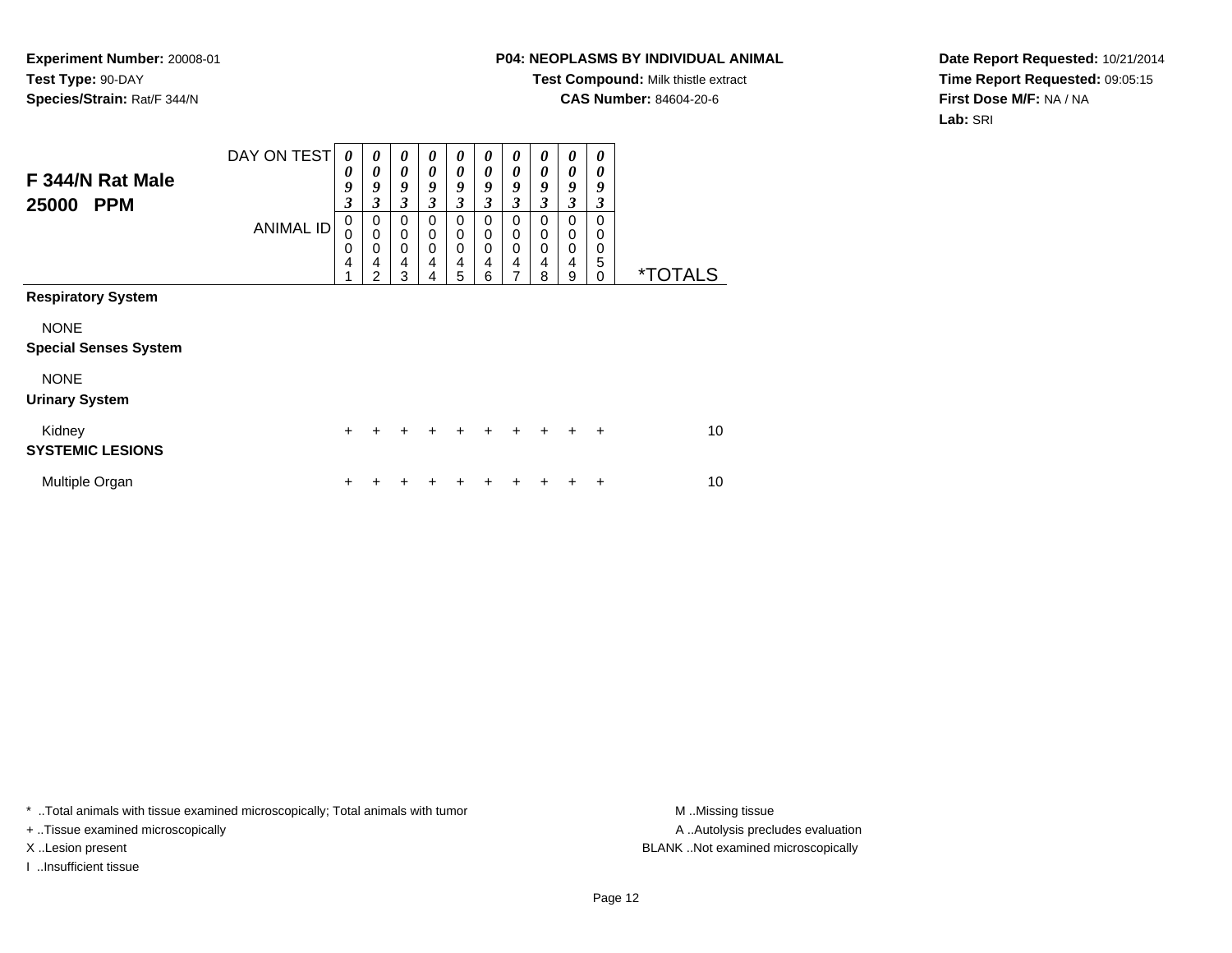**Experiment Number:** 20008-01
**Test Type:** 90-DAY
**Species/Strain:** Rat/F 344/N

**P04: NEOPLASMS BY INDIVIDUAL ANIMAL**
**Test Compound:** Milk thistle extract
**CAS Number:** 84604-20-6

**Date Report Requested:** 10/21/2014
**Time Report Requested:** 09:05:15
**First Dose M/F:** NA / NA
**Lab:** SRI

## F 344/N Rat Male 25000 PPM

| DAY ON TEST | 0093 | 0093 | 0093 | 0093 | 0093 | 0093 | 0093 | 0093 | 0093 | 0093 | |
|---|---|---|---|---|---|---|---|---|---|---|---|
| ANIMAL ID | 00041 | 00042 | 00043 | 00044 | 00045 | 00046 | 00047 | 00048 | 00049 | 00050 | *TOTALS |
| **Respiratory System** | | | | | | | | | | | |
| NONE | | | | | | | | | | | |
| **Special Senses System** | | | | | | | | | | | |
| NONE | | | | | | | | | | | |
| **Urinary System** | | | | | | | | | | | |
| Kidney | + | + | + | + | + | + | + | + | + | + | 10 |
| **SYSTEMIC LESIONS** | | | | | | | | | | | |
| Multiple Organ | + | + | + | + | + | + | + | + | + | + | 10 |

* ..Total animals with tissue examined microscopically; Total animals with tumor
+ ..Tissue examined microscopically
X ..Lesion present
I ..Insufficient tissue

M ..Missing tissue
A ..Autolysis precludes evaluation
BLANK ..Not examined microscopically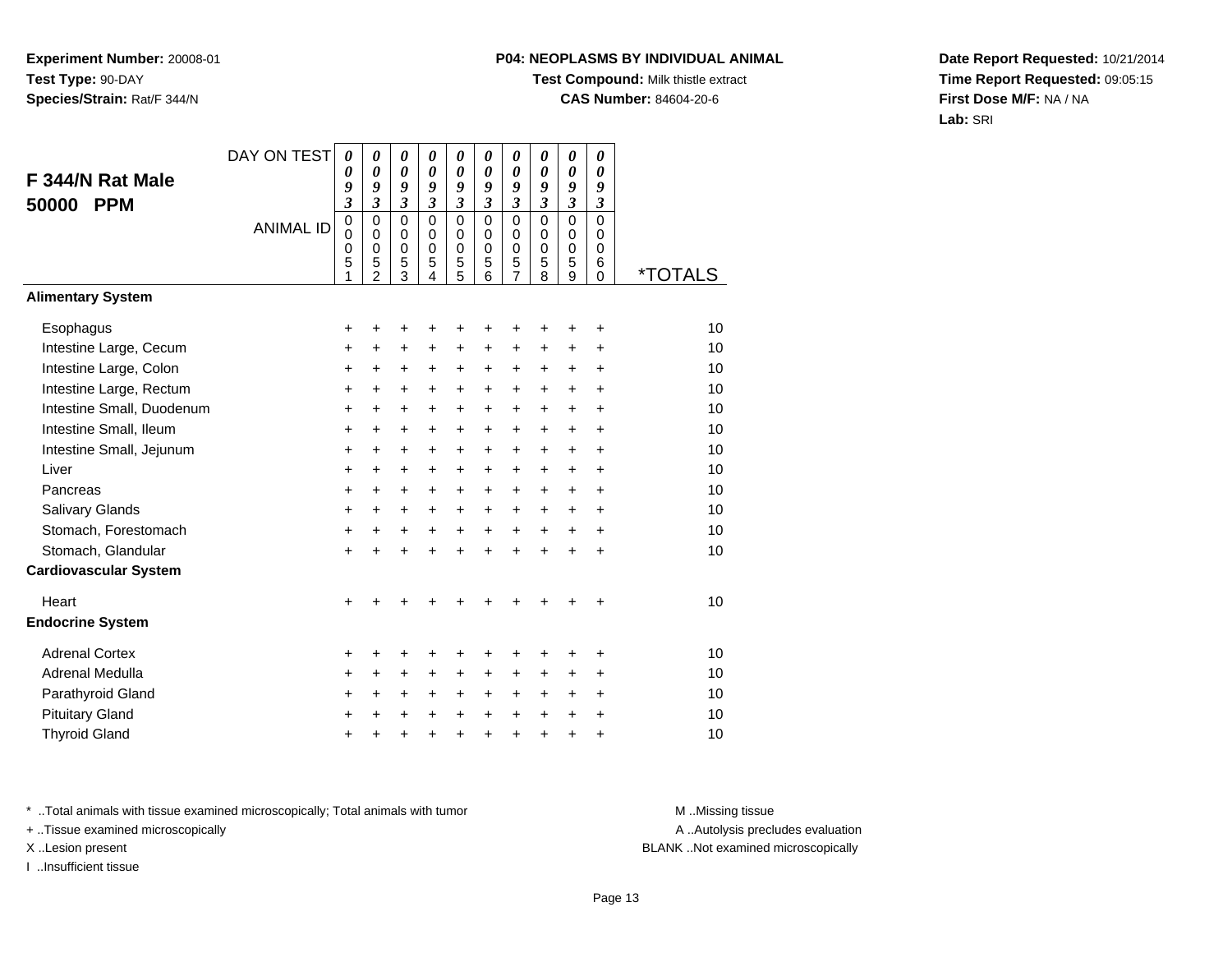**Experiment Number:** 20008-01
**Test Type:** 90-DAY
**Species/Strain:** Rat/F 344/N

**P04: NEOPLASMS BY INDIVIDUAL ANIMAL**
**Test Compound:** Milk thistle extract
**CAS Number:** 84604-20-6

**Date Report Requested:** 10/21/2014
**Time Report Requested:** 09:05:15
**First Dose M/F:** NA / NA
**Lab:** SRI

## F 344/N Rat Male 50000 PPM

| DAY ON TEST | 0093 | 0093 | 0093 | 0093 | 0093 | 0093 | 0093 | 0093 | 0093 | 0093 | |
|---|---|---|---|---|---|---|---|---|---|---|---|
| ANIMAL ID | 00051 | 00052 | 00053 | 00054 | 00055 | 00056 | 00057 | 00058 | 00059 | 00060 | *TOTALS |
| **Alimentary System** | | | | | | | | | | | |
| Esophagus | + | + | + | + | + | + | + | + | + | + | 10 |
| Intestine Large, Cecum | + | + | + | + | + | + | + | + | + | + | 10 |
| Intestine Large, Colon | + | + | + | + | + | + | + | + | + | + | 10 |
| Intestine Large, Rectum | + | + | + | + | + | + | + | + | + | + | 10 |
| Intestine Small, Duodenum | + | + | + | + | + | + | + | + | + | + | 10 |
| Intestine Small, Ileum | + | + | + | + | + | + | + | + | + | + | 10 |
| Intestine Small, Jejunum | + | + | + | + | + | + | + | + | + | + | 10 |
| Liver | + | + | + | + | + | + | + | + | + | + | 10 |
| Pancreas | + | + | + | + | + | + | + | + | + | + | 10 |
| Salivary Glands | + | + | + | + | + | + | + | + | + | + | 10 |
| Stomach, Forestomach | + | + | + | + | + | + | + | + | + | + | 10 |
| Stomach, Glandular | + | + | + | + | + | + | + | + | + | + | 10 |
| **Cardiovascular System** | | | | | | | | | | | |
| Heart | + | + | + | + | + | + | + | + | + | + | 10 |
| **Endocrine System** | | | | | | | | | | | |
| Adrenal Cortex | + | + | + | + | + | + | + | + | + | + | 10 |
| Adrenal Medulla | + | + | + | + | + | + | + | + | + | + | 10 |
| Parathyroid Gland | + | + | + | + | + | + | + | + | + | + | 10 |
| Pituitary Gland | + | + | + | + | + | + | + | + | + | + | 10 |
| Thyroid Gland | + | + | + | + | + | + | + | + | + | + | 10 |

* ..Total animals with tissue examined microscopically; Total animals with tumor
+ ..Tissue examined microscopically
X ..Lesion present
I ..Insufficient tissue

M ..Missing tissue
A ..Autolysis precludes evaluation
BLANK ..Not examined microscopically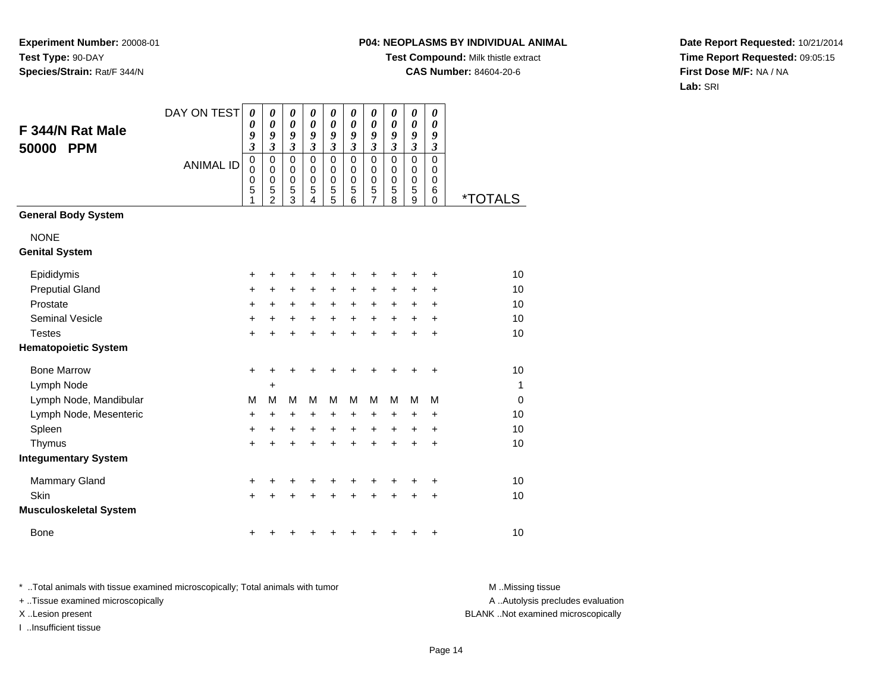**Experiment Number:** 20008-01
**Test Type:** 90-DAY
**Species/Strain:** Rat/F 344/N

**P04: NEOPLASMS BY INDIVIDUAL ANIMAL**
**Test Compound:** Milk thistle extract
**CAS Number:** 84604-20-6

**Date Report Requested:** 10/21/2014
**Time Report Requested:** 09:05:15
**First Dose M/F:** NA / NA
**Lab:** SRI

## F 344/N Rat Male 50000 PPM

| DAY ON TEST | 0093 | 0093 | 0093 | 0093 | 0093 | 0093 | 0093 | 0093 | 0093 | 0093 | |
|---|---|---|---|---|---|---|---|---|---|---|---|
| ANIMAL ID | 00051 | 00052 | 00053 | 00054 | 00055 | 00056 | 00057 | 00058 | 00059 | 00060 | *TOTALS |
| **General Body System** | | | | | | | | | | | |
| NONE | | | | | | | | | | | |
| **Genital System** | | | | | | | | | | | |
| Epididymis | + | + | + | + | + | + | + | + | + | + | 10 |
| Preputial Gland | + | + | + | + | + | + | + | + | + | + | 10 |
| Prostate | + | + | + | + | + | + | + | + | + | + | 10 |
| Seminal Vesicle | + | + | + | + | + | + | + | + | + | + | 10 |
| Testes | + | + | + | + | + | + | + | + | + | + | 10 |
| **Hematopoietic System** | | | | | | | | | | | |
| Bone Marrow | + | + | + | + | + | + | + | + | + | + | 10 |
| Lymph Node | | + | | | | | | | | | 1 |
| Lymph Node, Mandibular | M | M | M | M | M | M | M | M | M | M | 0 |
| Lymph Node, Mesenteric | + | + | + | + | + | + | + | + | + | + | 10 |
| Spleen | + | + | + | + | + | + | + | + | + | + | 10 |
| Thymus | + | + | + | + | + | + | + | + | + | + | 10 |
| **Integumentary System** | | | | | | | | | | | |
| Mammary Gland | + | + | + | + | + | + | + | + | + | + | 10 |
| Skin | + | + | + | + | + | + | + | + | + | + | 10 |
| **Musculoskeletal System** | | | | | | | | | | | |
| Bone | + | + | + | + | + | + | + | + | + | + | 10 |

* ..Total animals with tissue examined microscopically; Total animals with tumor
+ ..Tissue examined microscopically
X ..Lesion present
I ..Insufficient tissue

M ..Missing tissue
A ..Autolysis precludes evaluation
BLANK ..Not examined microscopically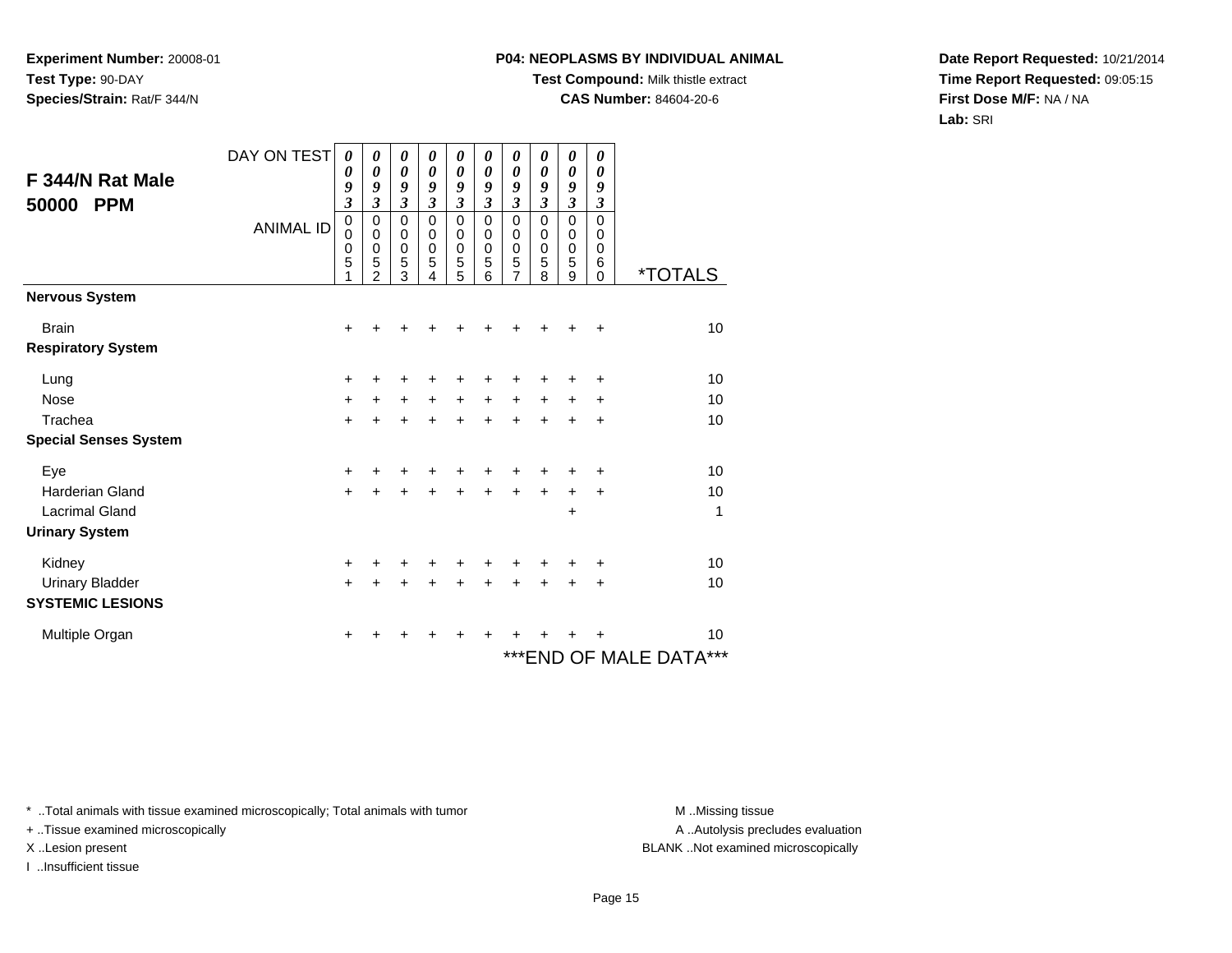**Experiment Number:** 20008-01
**Test Type:** 90-DAY
**Species/Strain:** Rat/F 344/N

**P04: NEOPLASMS BY INDIVIDUAL ANIMAL**
**Test Compound:** Milk thistle extract
**CAS Number:** 84604-20-6

**Date Report Requested:** 10/21/2014
**Time Report Requested:** 09:05:15
**First Dose M/F:** NA / NA
**Lab:** SRI

## F 344/N Rat Male 50000 PPM

| DAY ON TEST | 0093 | 0093 | 0093 | 0093 | 0093 | 0093 | 0093 | 0093 | 0093 | 0093 | |
|---|---|---|---|---|---|---|---|---|---|---|---|
| ANIMAL ID | 00051 | 00052 | 00053 | 00054 | 00055 | 00056 | 00057 | 00058 | 00059 | 00060 | *TOTALS |
| **Nervous System** | | | | | | | | | | | |
| Brain | + | + | + | + | + | + | + | + | + | + | 10 |
| **Respiratory System** | | | | | | | | | | | |
| Lung | + | + | + | + | + | + | + | + | + | + | 10 |
| Nose | + | + | + | + | + | + | + | + | + | + | 10 |
| Trachea | + | + | + | + | + | + | + | + | + | + | 10 |
| **Special Senses System** | | | | | | | | | | | |
| Eye | + | + | + | + | + | + | + | + | + | + | 10 |
| Harderian Gland | + | + | + | + | + | + | + | + | + | + | 10 |
| Lacrimal Gland | | | | | | | | | + | | 1 |
| **Urinary System** | | | | | | | | | | | |
| Kidney | + | + | + | + | + | + | + | + | + | + | 10 |
| Urinary Bladder | + | + | + | + | + | + | + | + | + | + | 10 |
| **SYSTEMIC LESIONS** | | | | | | | | | | | |
| Multiple Organ | + | + | + | + | + | + | + | + | + | + | 10 |

***END OF MALE DATA***

\* ..Total animals with tissue examined microscopically; Total animals with tumor
\+ ..Tissue examined microscopically
X ..Lesion present
I ..Insufficient tissue

M ..Missing tissue
A ..Autolysis precludes evaluation
BLANK ..Not examined microscopically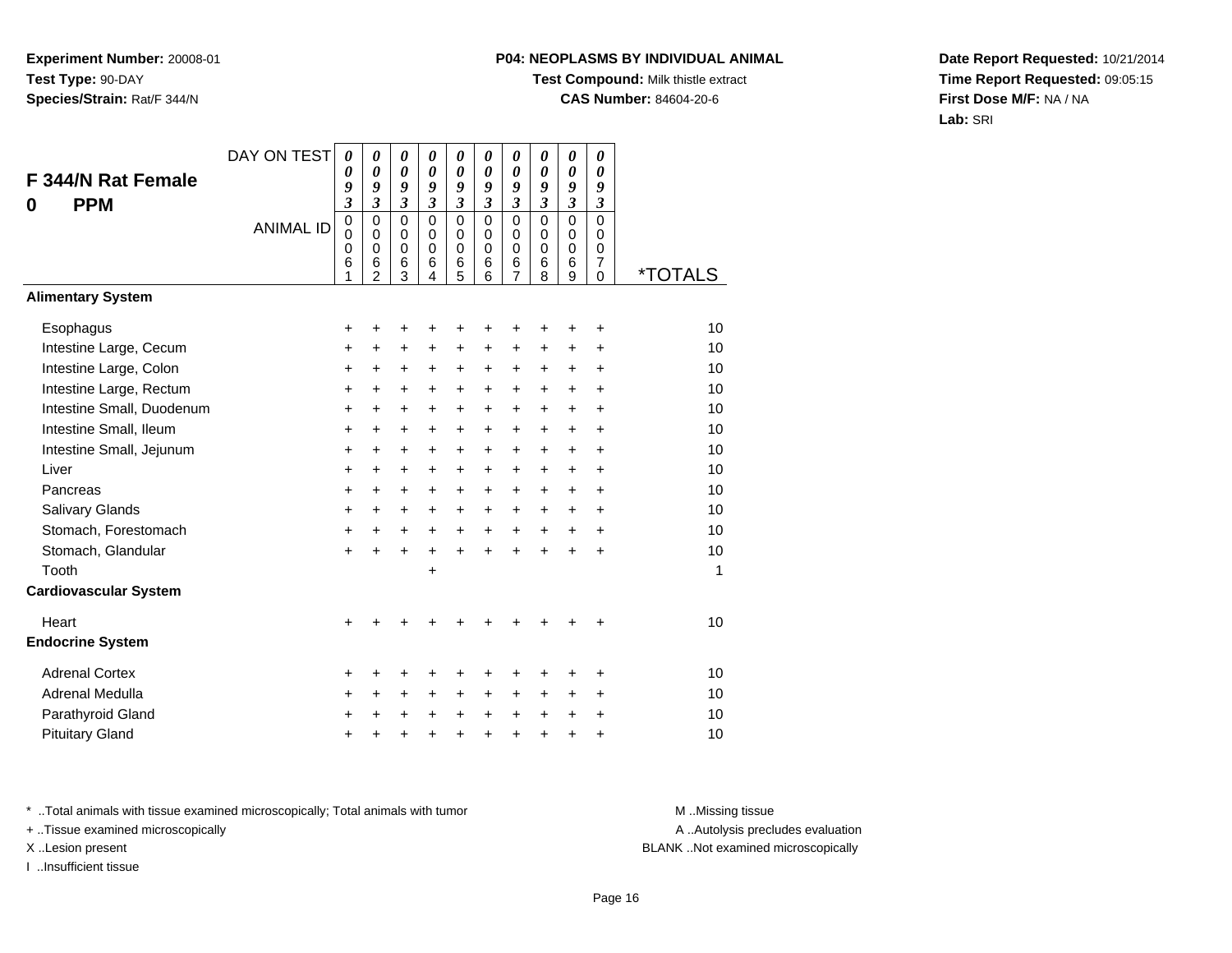**Experiment Number:** 20008-01
**Test Type:** 90-DAY
**Species/Strain:** Rat/F 344/N

**P04: NEOPLASMS BY INDIVIDUAL ANIMAL**
**Test Compound:** Milk thistle extract
**CAS Number:** 84604-20-6

**Date Report Requested:** 10/21/2014
**Time Report Requested:** 09:05:15
**First Dose M/F:** NA / NA
**Lab:** SRI

## F 344/N Rat Female 0 PPM

| DAY ON TEST | 0093 | 0093 | 0093 | 0093 | 0093 | 0093 | 0093 | 0093 | 0093 | 0093 | |
|---|---|---|---|---|---|---|---|---|---|---|---|
| ANIMAL ID | 00061 | 00062 | 00063 | 00064 | 00065 | 00066 | 00067 | 00068 | 00069 | 00070 | *TOTALS |
| **Alimentary System** | | | | | | | | | | | |
| Esophagus | + | + | + | + | + | + | + | + | + | + | 10 |
| Intestine Large, Cecum | + | + | + | + | + | + | + | + | + | + | 10 |
| Intestine Large, Colon | + | + | + | + | + | + | + | + | + | + | 10 |
| Intestine Large, Rectum | + | + | + | + | + | + | + | + | + | + | 10 |
| Intestine Small, Duodenum | + | + | + | + | + | + | + | + | + | + | 10 |
| Intestine Small, Ileum | + | + | + | + | + | + | + | + | + | + | 10 |
| Intestine Small, Jejunum | + | + | + | + | + | + | + | + | + | + | 10 |
| Liver | + | + | + | + | + | + | + | + | + | + | 10 |
| Pancreas | + | + | + | + | + | + | + | + | + | + | 10 |
| Salivary Glands | + | + | + | + | + | + | + | + | + | + | 10 |
| Stomach, Forestomach | + | + | + | + | + | + | + | + | + | + | 10 |
| Stomach, Glandular | + | + | + | + | + | + | + | + | + | + | 10 |
| Tooth | | | | + | | | | | | | 1 |
| **Cardiovascular System** | | | | | | | | | | | |
| Heart | + | + | + | + | + | + | + | + | + | + | 10 |
| **Endocrine System** | | | | | | | | | | | |
| Adrenal Cortex | + | + | + | + | + | + | + | + | + | + | 10 |
| Adrenal Medulla | + | + | + | + | + | + | + | + | + | + | 10 |
| Parathyroid Gland | + | + | + | + | + | + | + | + | + | + | 10 |
| Pituitary Gland | + | + | + | + | + | + | + | + | + | + | 10 |

* ..Total animals with tissue examined microscopically; Total animals with tumor
+ ..Tissue examined microscopically
X ..Lesion present
I ..Insufficient tissue

M ..Missing tissue
A ..Autolysis precludes evaluation
BLANK ..Not examined microscopically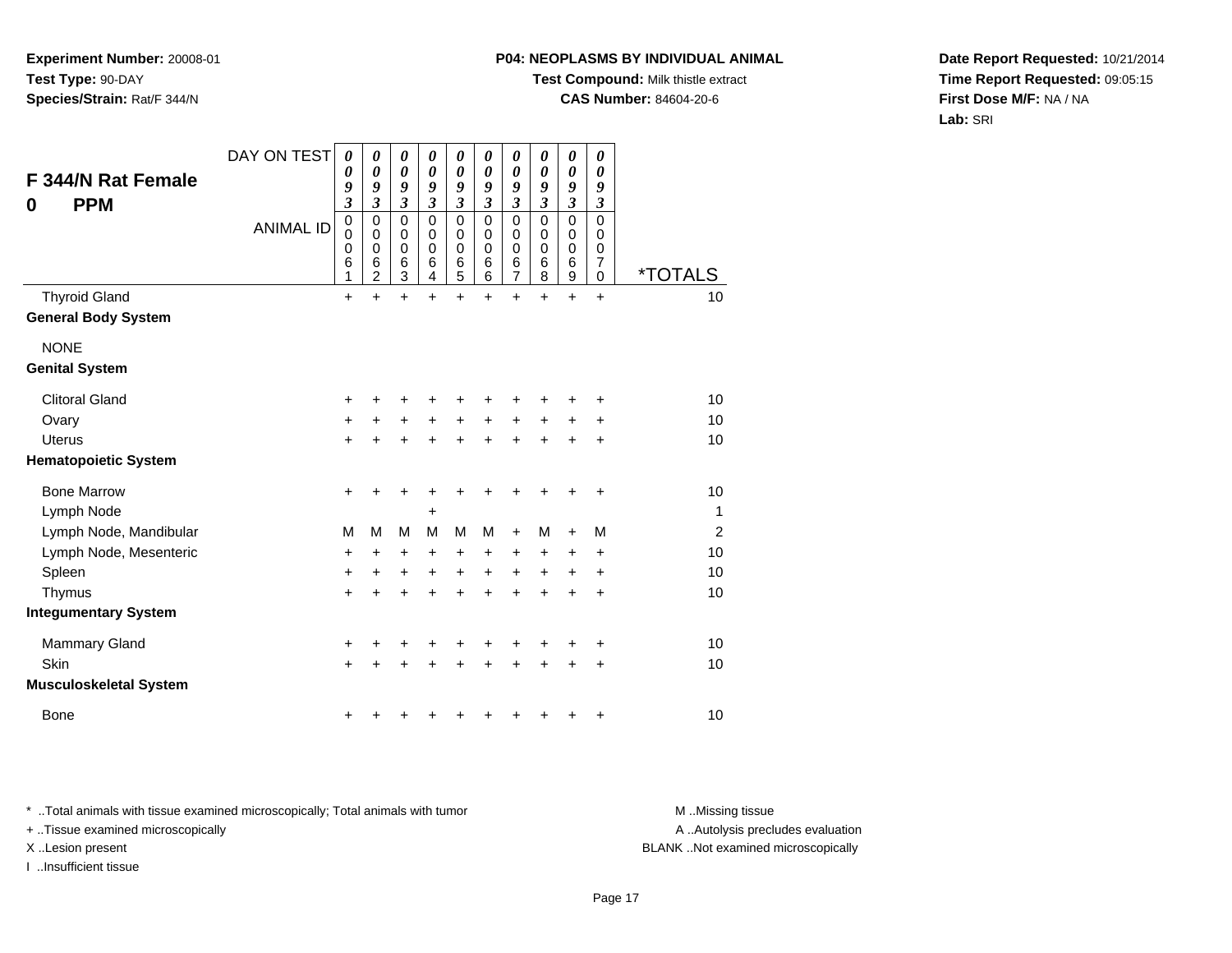**Experiment Number:** 20008-01
**Test Type:** 90-DAY
**Species/Strain:** Rat/F 344/N

**P04: NEOPLASMS BY INDIVIDUAL ANIMAL**
**Test Compound:** Milk thistle extract
**CAS Number:** 84604-20-6

**Date Report Requested:** 10/21/2014
**Time Report Requested:** 09:05:15
**First Dose M/F:** NA / NA
**Lab:** SRI

## F 344/N Rat Female 0 PPM

| DAY ON TEST | 0093 | 0093 | 0093 | 0093 | 0093 | 0093 | 0093 | 0093 | 0093 | 0093 | |
|---|---|---|---|---|---|---|---|---|---|---|---|
| ANIMAL ID | 00061 | 00062 | 00063 | 00064 | 00065 | 00066 | 00067 | 00068 | 00069 | 00070 | *TOTALS |
| Thyroid Gland | + | + | + | + | + | + | + | + | + | + | 10 |
| **General Body System** | | | | | | | | | | | |
| NONE | | | | | | | | | | | |
| **Genital System** | | | | | | | | | | | |
| Clitoral Gland | + | + | + | + | + | + | + | + | + | + | 10 |
| Ovary | + | + | + | + | + | + | + | + | + | + | 10 |
| Uterus | + | + | + | + | + | + | + | + | + | + | 10 |
| **Hematopoietic System** | | | | | | | | | | | |
| Bone Marrow | + | + | + | + | + | + | + | + | + | + | 10 |
| Lymph Node | | | | + | | | | | | | 1 |
| Lymph Node, Mandibular | M | M | M | M | M | M | + | M | + | M | 2 |
| Lymph Node, Mesenteric | + | + | + | + | + | + | + | + | + | + | 10 |
| Spleen | + | + | + | + | + | + | + | + | + | + | 10 |
| Thymus | + | + | + | + | + | + | + | + | + | + | 10 |
| **Integumentary System** | | | | | | | | | | | |
| Mammary Gland | + | + | + | + | + | + | + | + | + | + | 10 |
| Skin | + | + | + | + | + | + | + | + | + | + | 10 |
| **Musculoskeletal System** | | | | | | | | | | | |
| Bone | + | + | + | + | + | + | + | + | + | + | 10 |

* ..Total animals with tissue examined microscopically; Total animals with tumor
+ ..Tissue examined microscopically
X ..Lesion present
I ..Insufficient tissue

M ..Missing tissue
A ..Autolysis precludes evaluation
BLANK ..Not examined microscopically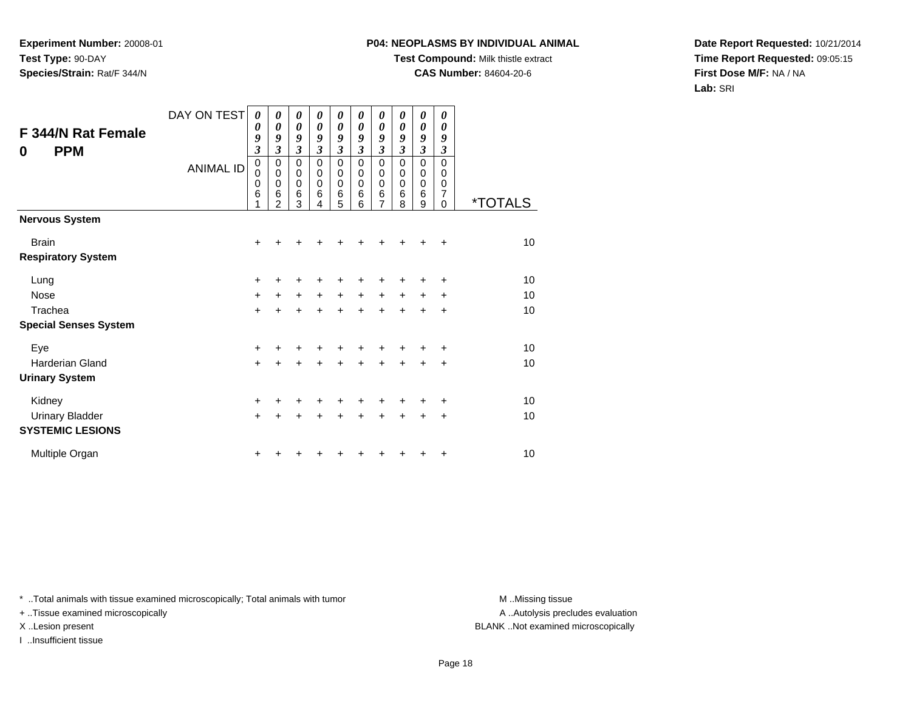**Experiment Number:** 20008-01
**Test Type:** 90-DAY
**Species/Strain:** Rat/F 344/N

**P04: NEOPLASMS BY INDIVIDUAL ANIMAL**
**Test Compound:** Milk thistle extract
**CAS Number:** 84604-20-6

**Date Report Requested:** 10/21/2014
**Time Report Requested:** 09:05:15
**First Dose M/F:** NA / NA
**Lab:** SRI

## F 344/N Rat Female
## 0 PPM

| DAY ON TEST | 0093 | 0093 | 0093 | 0093 | 0093 | 0093 | 0093 | 0093 | 0093 | 0093 | |
|---|---|---|---|---|---|---|---|---|---|---|---|
| ANIMAL ID | 00061 | 00062 | 00063 | 00064 | 00065 | 00066 | 00067 | 00068 | 00069 | 00070 | *TOTALS |
| **Nervous System** | | | | | | | | | | | |
| Brain | + | + | + | + | + | + | + | + | + | + | 10 |
| **Respiratory System** | | | | | | | | | | | |
| Lung | + | + | + | + | + | + | + | + | + | + | 10 |
| Nose | + | + | + | + | + | + | + | + | + | + | 10 |
| Trachea | + | + | + | + | + | + | + | + | + | + | 10 |
| **Special Senses System** | | | | | | | | | | | |
| Eye | + | + | + | + | + | + | + | + | + | + | 10 |
| Harderian Gland | + | + | + | + | + | + | + | + | + | + | 10 |
| **Urinary System** | | | | | | | | | | | |
| Kidney | + | + | + | + | + | + | + | + | + | + | 10 |
| Urinary Bladder | + | + | + | + | + | + | + | + | + | + | 10 |
| **SYSTEMIC LESIONS** | | | | | | | | | | | |
| Multiple Organ | + | + | + | + | + | + | + | + | + | + | 10 |

* ..Total animals with tissue examined microscopically; Total animals with tumor
+ ..Tissue examined microscopically
X ..Lesion present
I ..Insufficient tissue

M ..Missing tissue
A ..Autolysis precludes evaluation
BLANK ..Not examined microscopically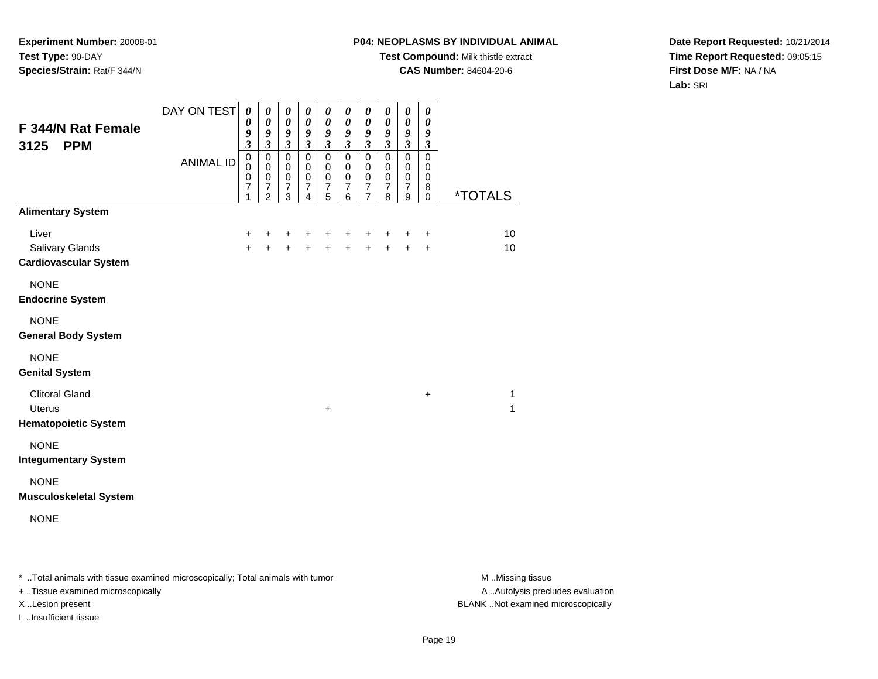**Experiment Number:** 20008-01
**Test Type:** 90-DAY
**Species/Strain:** Rat/F 344/N

**P04: NEOPLASMS BY INDIVIDUAL ANIMAL**
**Test Compound:** Milk thistle extract
**CAS Number:** 84604-20-6

**Date Report Requested:** 10/21/2014
**Time Report Requested:** 09:05:15
**First Dose M/F:** NA / NA
**Lab:** SRI

## F 344/N Rat Female 3125 PPM

| DAY ON TEST | 0093 | 0093 | 0093 | 0093 | 0093 | 0093 | 0093 | 0093 | 0093 | 0093 | |
|---|---|---|---|---|---|---|---|---|---|---|---|
| ANIMAL ID | 00071 | 00072 | 00073 | 00074 | 00075 | 00076 | 00077 | 00078 | 00079 | 00080 | *TOTALS |
| **Alimentary System** | | | | | | | | | | | |
| Liver | + | + | + | + | + | + | + | + | + | + | 10 |
| Salivary Glands | + | + | + | + | + | + | + | + | + | + | 10 |
| **Cardiovascular System** | | | | | | | | | | | |
| NONE | | | | | | | | | | | |
| **Endocrine System** | | | | | | | | | | | |
| NONE | | | | | | | | | | | |
| **General Body System** | | | | | | | | | | | |
| NONE | | | | | | | | | | | |
| **Genital System** | | | | | | | | | | | |
| Clitoral Gland | | | | | | | | | | + | 1 |
| Uterus | | | | | + | | | | | | 1 |
| **Hematopoietic System** | | | | | | | | | | | |
| NONE | | | | | | | | | | | |
| **Integumentary System** | | | | | | | | | | | |
| NONE | | | | | | | | | | | |
| **Musculoskeletal System** | | | | | | | | | | | |
| NONE | | | | | | | | | | | |

\* ..Total animals with tissue examined microscopically; Total animals with tumor
+ ..Tissue examined microscopically
X ..Lesion present
I ..Insufficient tissue

M ..Missing tissue
A ..Autolysis precludes evaluation
BLANK ..Not examined microscopically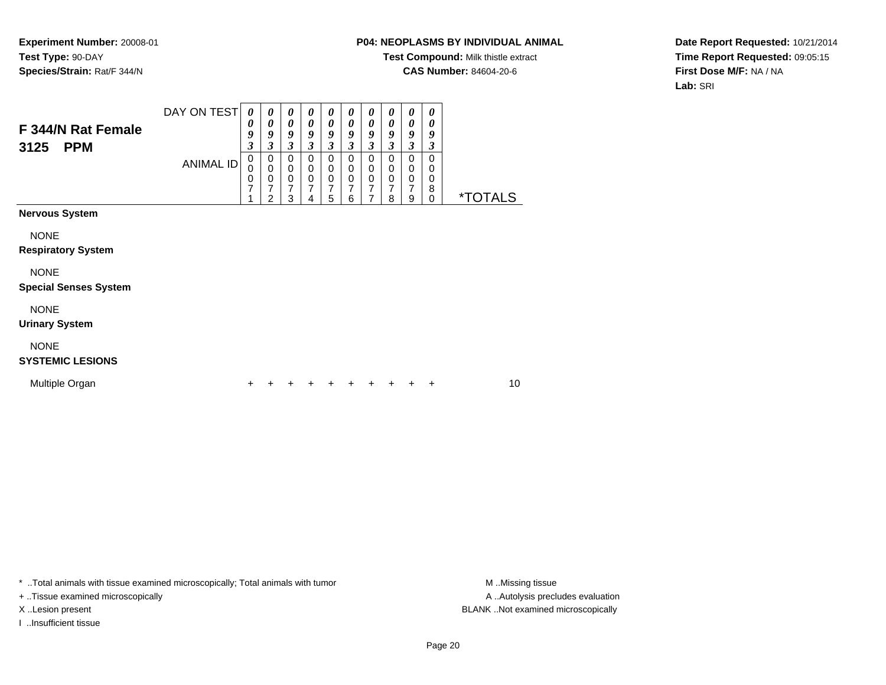**Experiment Number:** 20008-01
**Test Type:** 90-DAY
**Species/Strain:** Rat/F 344/N

**P04: NEOPLASMS BY INDIVIDUAL ANIMAL**
**Test Compound:** Milk thistle extract
**CAS Number:** 84604-20-6

**Date Report Requested:** 10/21/2014
**Time Report Requested:** 09:05:15
**First Dose M/F:** NA / NA
**Lab:** SRI

## F 344/N Rat Female 3125 PPM

| DAY ON TEST | 0093 | 0093 | 0093 | 0093 | 0093 | 0093 | 0093 | 0093 | 0093 | 0093 | |
|---|---|---|---|---|---|---|---|---|---|---|---|
| ANIMAL ID | 00071 | 00072 | 00073 | 00074 | 00075 | 00076 | 00077 | 00078 | 00079 | 00080 | *TOTALS |
| **Nervous System** | | | | | | | | | | | |
| NONE | | | | | | | | | | | |
| **Respiratory System** | | | | | | | | | | | |
| NONE | | | | | | | | | | | |
| **Special Senses System** | | | | | | | | | | | |
| NONE | | | | | | | | | | | |
| **Urinary System** | | | | | | | | | | | |
| NONE | | | | | | | | | | | |
| **SYSTEMIC LESIONS** | | | | | | | | | | | |
| Multiple Organ | + | + | + | + | + | + | + | + | + | + | 10 |

* ..Total animals with tissue examined microscopically; Total animals with tumor
+ ..Tissue examined microscopically
X ..Lesion present
I ..Insufficient tissue

M ..Missing tissue
A ..Autolysis precludes evaluation
BLANK ..Not examined microscopically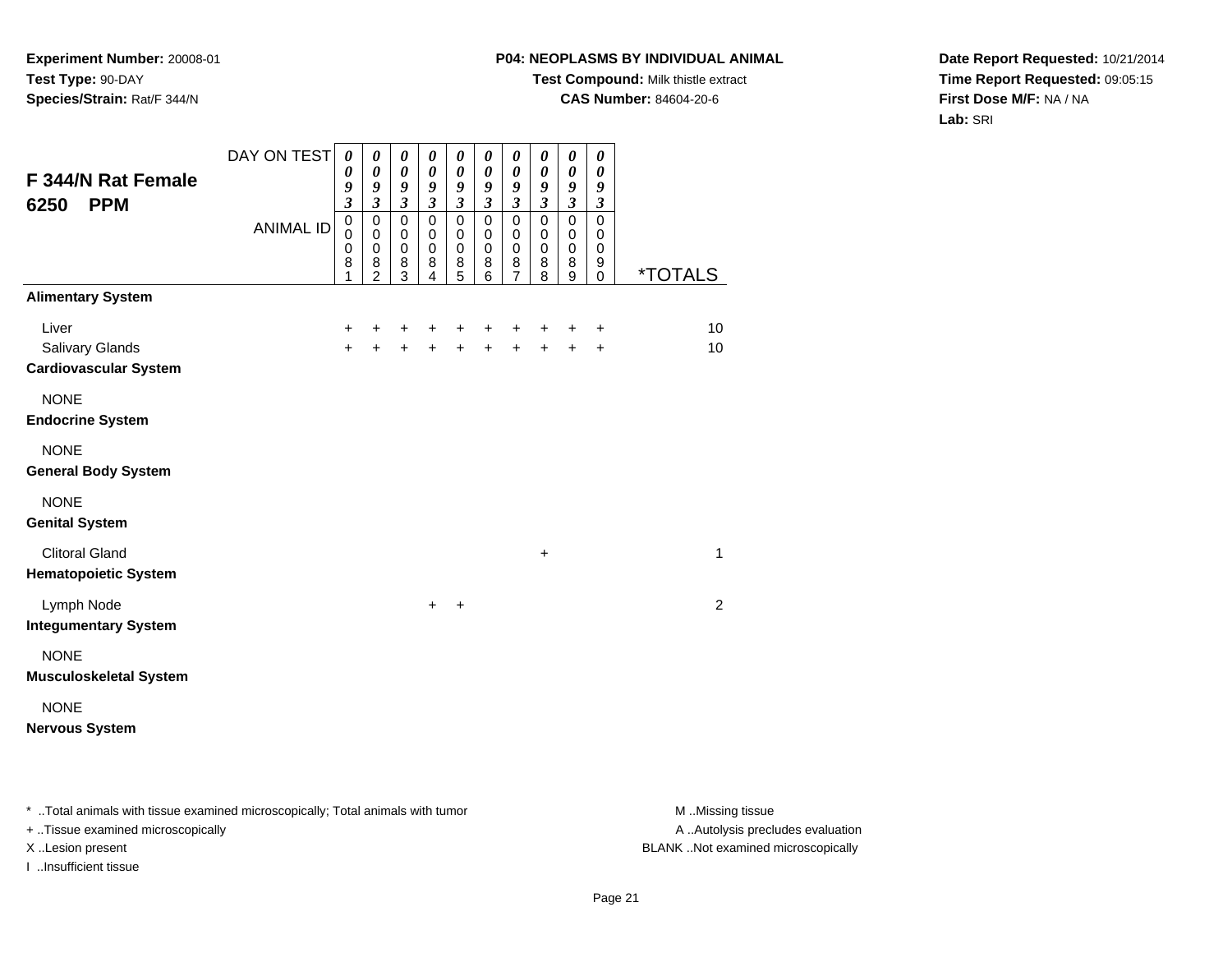**Experiment Number:** 20008-01
**Test Type:** 90-DAY
**Species/Strain:** Rat/F 344/N

**P04: NEOPLASMS BY INDIVIDUAL ANIMAL**
**Test Compound:** Milk thistle extract
**CAS Number:** 84604-20-6

**Date Report Requested:** 10/21/2014
**Time Report Requested:** 09:05:15
**First Dose M/F:** NA / NA
**Lab:** SRI

| F 344/N Rat Female 6250 PPM | DAY ON TEST | 0093 | 0093 | 0093 | 0093 | 0093 | 0093 | 0093 | 0093 | 0093 | 0093 | |
|---|---|---|---|---|---|---|---|---|---|---|---|---|
| | ANIMAL ID | 00081 | 00082 | 00083 | 00084 | 00085 | 00086 | 00087 | 00088 | 00089 | 00090 | *TOTALS |
| **Alimentary System** | | | | | | | | | | | | |
| Liver | | + | + | + | + | + | + | + | + | + | + | 10 |
| Salivary Glands | | + | + | + | + | + | + | + | + | + | + | 10 |
| **Cardiovascular System** | | | | | | | | | | | | |
| NONE | | | | | | | | | | | | |
| **Endocrine System** | | | | | | | | | | | | |
| NONE | | | | | | | | | | | | |
| **General Body System** | | | | | | | | | | | | |
| NONE | | | | | | | | | | | | |
| **Genital System** | | | | | | | | | | | | |
| Clitoral Gland | | | | | | | | | + | | | 1 |
| **Hematopoietic System** | | | | | | | | | | | | |
| Lymph Node | | | | | + | + | | | | | | 2 |
| **Integumentary System** | | | | | | | | | | | | |
| NONE | | | | | | | | | | | | |
| **Musculoskeletal System** | | | | | | | | | | | | |
| NONE | | | | | | | | | | | | |
| **Nervous System** | | | | | | | | | | | | |

* ..Total animals with tissue examined microscopically; Total animals with tumor
+ ..Tissue examined microscopically
X ..Lesion present
I ..Insufficient tissue

M ..Missing tissue
A ..Autolysis precludes evaluation
BLANK ..Not examined microscopically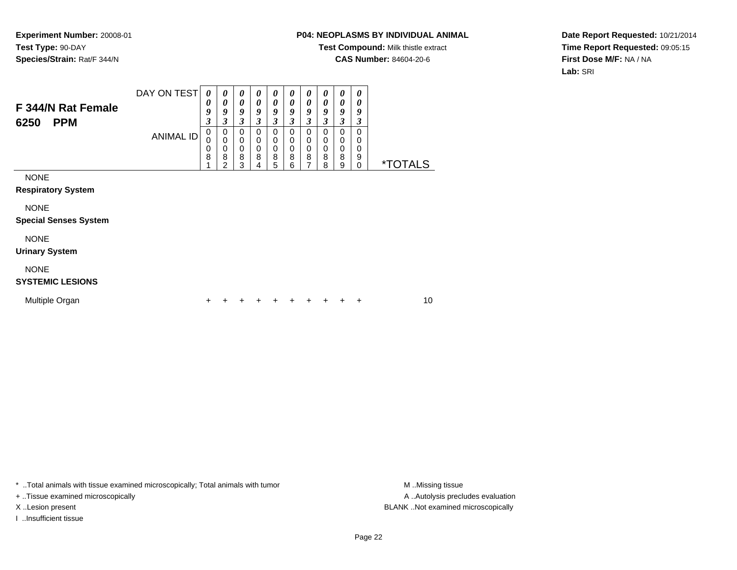**Experiment Number:** 20008-01
**Test Type:** 90-DAY
**Species/Strain:** Rat/F 344/N

**P04: NEOPLASMS BY INDIVIDUAL ANIMAL**
**Test Compound:** Milk thistle extract
**CAS Number:** 84604-20-6

**Date Report Requested:** 10/21/2014
**Time Report Requested:** 09:05:15
**First Dose M/F:** NA / NA
**Lab:** SRI

## F 344/N Rat Female 6250 PPM

| DAY ON TEST | 0093 | 0093 | 0093 | 0093 | 0093 | 0093 | 0093 | 0093 | 0093 | 0093 | |
|---|---|---|---|---|---|---|---|---|---|---|---|
| ANIMAL ID | 00081 | 00082 | 00083 | 00084 | 00085 | 00086 | 00087 | 00088 | 00089 | 00090 | *TOTALS |
| NONE | | | | | | | | | | | |
| **Respiratory System** | | | | | | | | | | | |
| NONE | | | | | | | | | | | |
| **Special Senses System** | | | | | | | | | | | |
| NONE | | | | | | | | | | | |
| **Urinary System** | | | | | | | | | | | |
| NONE | | | | | | | | | | | |
| **SYSTEMIC LESIONS** | | | | | | | | | | | |
| Multiple Organ | + | + | + | + | + | + | + | + | + | + | 10 |

\* ..Total animals with tissue examined microscopically; Total animals with tumor
\+ ..Tissue examined microscopically
X ..Lesion present
I ..Insufficient tissue

M ..Missing tissue
A ..Autolysis precludes evaluation
BLANK ..Not examined microscopically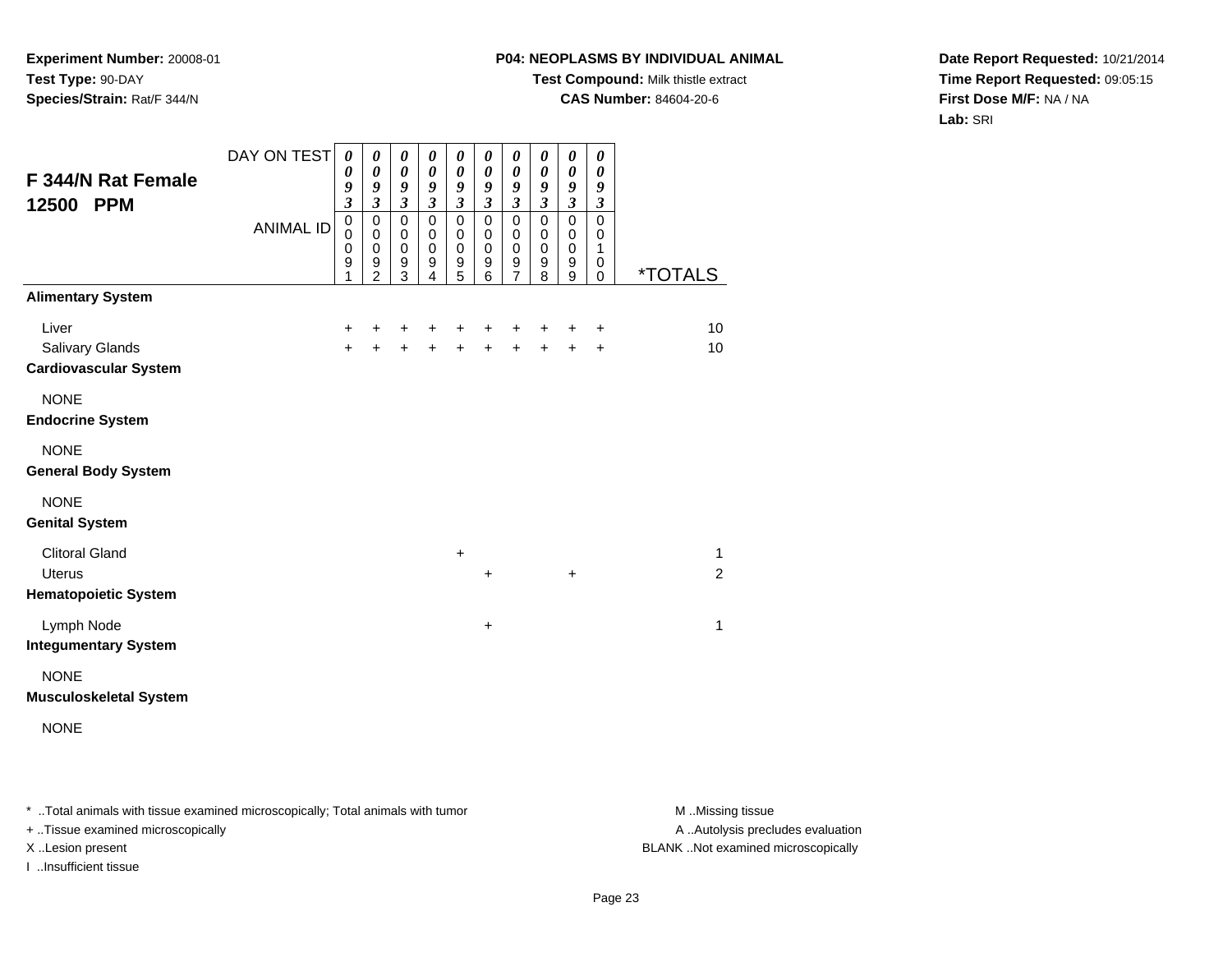**Experiment Number:** 20008-01
**Test Type:** 90-DAY
**Species/Strain:** Rat/F 344/N

**P04: NEOPLASMS BY INDIVIDUAL ANIMAL**
**Test Compound:** Milk thistle extract
**CAS Number:** 84604-20-6

**Date Report Requested:** 10/21/2014
**Time Report Requested:** 09:05:15
**First Dose M/F:** NA / NA
**Lab:** SRI

## F 344/N Rat Female 12500 PPM

| DAY ON TEST | 0093 | 0093 | 0093 | 0093 | 0093 | 0093 | 0093 | 0093 | 0093 | 0093 | |
|---|---|---|---|---|---|---|---|---|---|---|---|
| ANIMAL ID | 00091 | 00092 | 00093 | 00094 | 00095 | 00096 | 00097 | 00098 | 00099 | 00100 | *TOTALS |
| **Alimentary System** | | | | | | | | | | | |
| Liver | + | + | + | + | + | + | + | + | + | + | 10 |
| Salivary Glands | + | + | + | + | + | + | + | + | + | + | 10 |
| **Cardiovascular System** | | | | | | | | | | | |
| NONE | | | | | | | | | | | |
| **Endocrine System** | | | | | | | | | | | |
| NONE | | | | | | | | | | | |
| **General Body System** | | | | | | | | | | | |
| NONE | | | | | | | | | | | |
| **Genital System** | | | | | | | | | | | |
| Clitoral Gland | | | | | + | | | | | | 1 |
| Uterus | | | | | | + | | | + | | 2 |
| **Hematopoietic System** | | | | | | | | | | | |
| Lymph Node | | | | | | + | | | | | 1 |
| **Integumentary System** | | | | | | | | | | | |
| NONE | | | | | | | | | | | |
| **Musculoskeletal System** | | | | | | | | | | | |
| NONE | | | | | | | | | | | |

* ..Total animals with tissue examined microscopically; Total animals with tumor
+ ..Tissue examined microscopically
X ..Lesion present
I ..Insufficient tissue

M ..Missing tissue
A ..Autolysis precludes evaluation
BLANK ..Not examined microscopically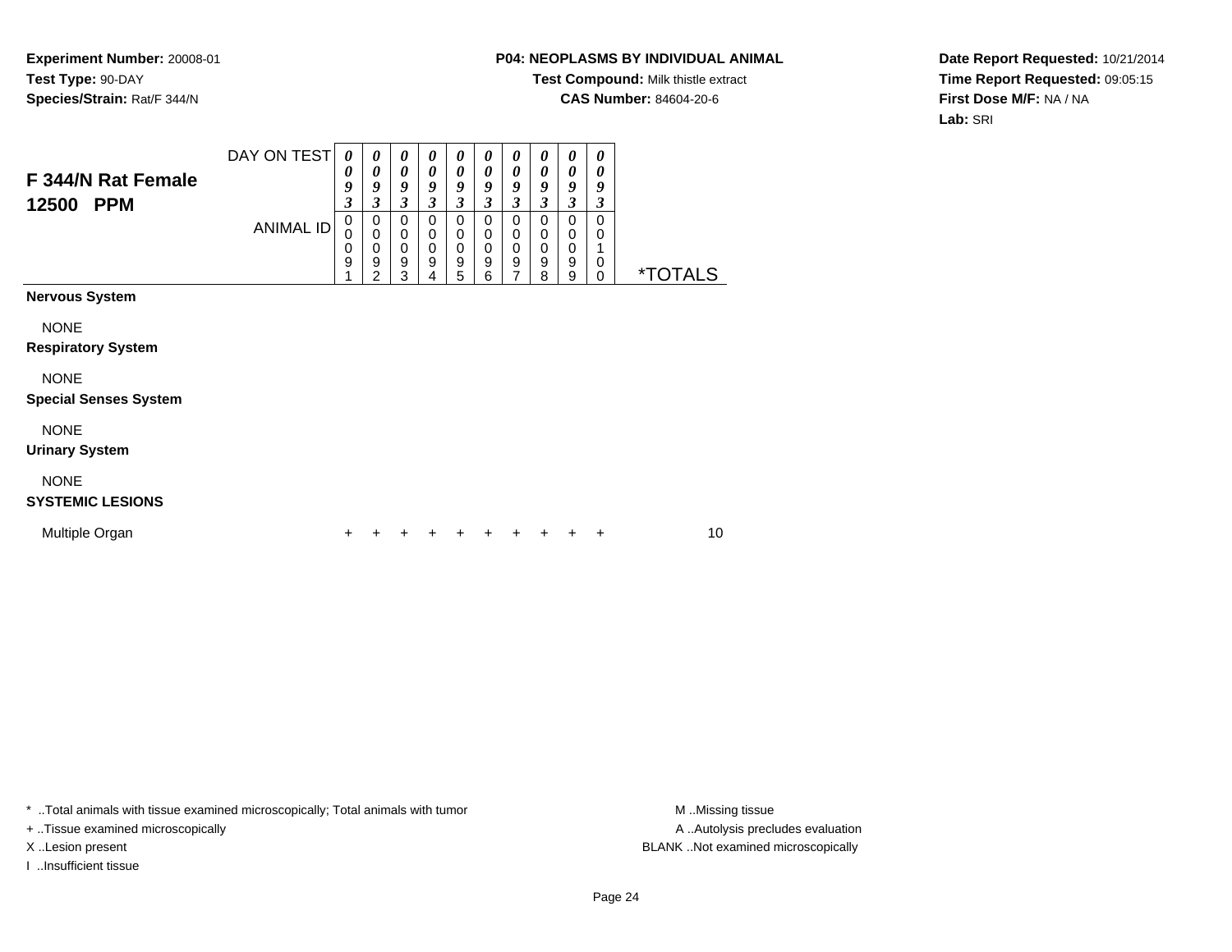**Experiment Number:** 20008-01
**Test Type:** 90-DAY
**Species/Strain:** Rat/F 344/N

**P04: NEOPLASMS BY INDIVIDUAL ANIMAL**
**Test Compound:** Milk thistle extract
**CAS Number:** 84604-20-6

**Date Report Requested:** 10/21/2014
**Time Report Requested:** 09:05:15
**First Dose M/F:** NA / NA
**Lab:** SRI

## F 344/N Rat Female 12500 PPM

| DAY ON TEST | 0093 | 0093 | 0093 | 0093 | 0093 | 0093 | 0093 | 0093 | 0093 | 0093 | |
|---|---|---|---|---|---|---|---|---|---|---|---|
| ANIMAL ID | 00091 | 00092 | 00093 | 00094 | 00095 | 00096 | 00097 | 00098 | 00099 | 00100 | *TOTALS |
| **Nervous System** | | | | | | | | | | | |
| NONE | | | | | | | | | | | |
| **Respiratory System** | | | | | | | | | | | |
| NONE | | | | | | | | | | | |
| **Special Senses System** | | | | | | | | | | | |
| NONE | | | | | | | | | | | |
| **Urinary System** | | | | | | | | | | | |
| NONE | | | | | | | | | | | |
| **SYSTEMIC LESIONS** | | | | | | | | | | | |
| Multiple Organ | + | + | + | + | + | + | + | + | + | + | 10 |

\* ..Total animals with tissue examined microscopically; Total animals with tumor
+ ..Tissue examined microscopically
X ..Lesion present
I ..Insufficient tissue

M ..Missing tissue
A ..Autolysis precludes evaluation
BLANK ..Not examined microscopically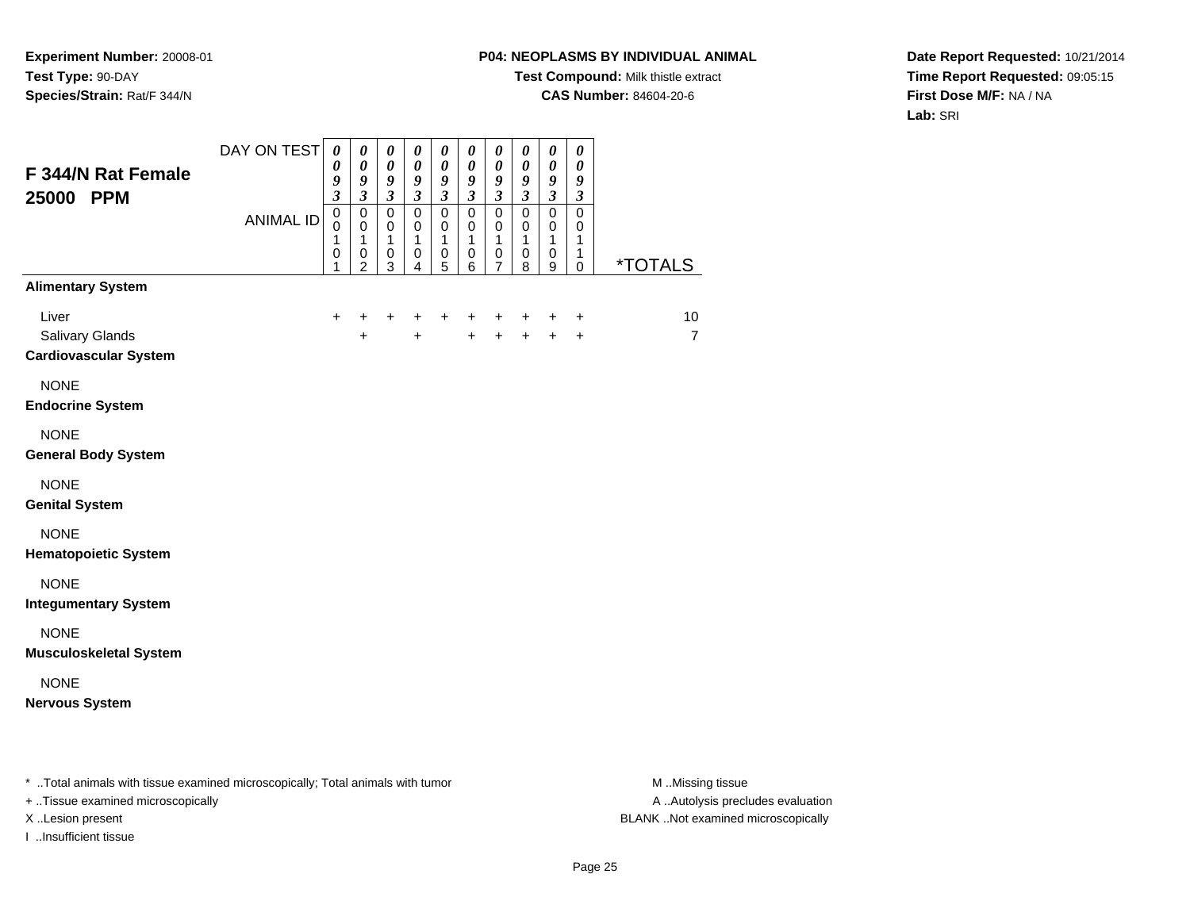**Experiment Number:** 20008-01
**Test Type:** 90-DAY
**Species/Strain:** Rat/F 344/N

**P04: NEOPLASMS BY INDIVIDUAL ANIMAL**
**Test Compound:** Milk thistle extract
**CAS Number:** 84604-20-6

**Date Report Requested:** 10/21/2014
**Time Report Requested:** 09:05:15
**First Dose M/F:** NA / NA
**Lab:** SRI

## F 344/N Rat Female 25000 PPM

| DAY ON TEST | 0093 | 0093 | 0093 | 0093 | 0093 | 0093 | 0093 | 0093 | 0093 | 0093 | |
|---|---|---|---|---|---|---|---|---|---|---|---|
| ANIMAL ID | 00101 | 00102 | 00103 | 00104 | 00105 | 00106 | 00107 | 00108 | 00109 | 00110 | *TOTALS |
| **Alimentary System** | | | | | | | | | | | |
| Liver | + | + | + | + | + | + | + | + | + | + | 10 |
| Salivary Glands | | + | | + | | + | + | + | + | + | 7 |
| **Cardiovascular System** | | | | | | | | | | | |
| NONE | | | | | | | | | | | |
| **Endocrine System** | | | | | | | | | | | |
| NONE | | | | | | | | | | | |
| **General Body System** | | | | | | | | | | | |
| NONE | | | | | | | | | | | |
| **Genital System** | | | | | | | | | | | |
| NONE | | | | | | | | | | | |
| **Hematopoietic System** | | | | | | | | | | | |
| NONE | | | | | | | | | | | |
| **Integumentary System** | | | | | | | | | | | |
| NONE | | | | | | | | | | | |
| **Musculoskeletal System** | | | | | | | | | | | |
| NONE | | | | | | | | | | | |
| **Nervous System** | | | | | | | | | | | |

* ..Total animals with tissue examined microscopically; Total animals with tumor
+ ..Tissue examined microscopically
X ..Lesion present
I ..Insufficient tissue

M ..Missing tissue
A ..Autolysis precludes evaluation
BLANK ..Not examined microscopically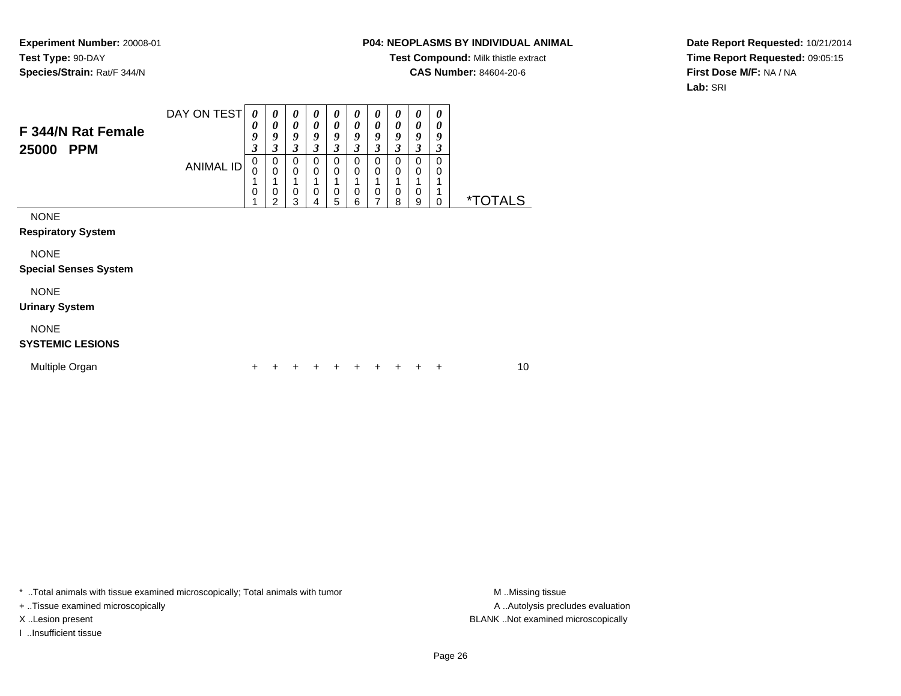**Experiment Number:** 20008-01
**Test Type:** 90-DAY
**Species/Strain:** Rat/F 344/N

**P04: NEOPLASMS BY INDIVIDUAL ANIMAL**
**Test Compound:** Milk thistle extract
**CAS Number:** 84604-20-6

**Date Report Requested:** 10/21/2014
**Time Report Requested:** 09:05:15
**First Dose M/F:** NA / NA
**Lab:** SRI

## F 344/N Rat Female 25000 PPM

| DAY ON TEST | 0093 | 0093 | 0093 | 0093 | 0093 | 0093 | 0093 | 0093 | 0093 | 0093 | |
|---|---|---|---|---|---|---|---|---|---|---|---|
| ANIMAL ID | 00101 | 00102 | 00103 | 00104 | 00105 | 00106 | 00107 | 00108 | 00109 | 00110 | *TOTALS |
| NONE | | | | | | | | | | | |
| **Respiratory System** | | | | | | | | | | | |
| NONE | | | | | | | | | | | |
| **Special Senses System** | | | | | | | | | | | |
| NONE | | | | | | | | | | | |
| **Urinary System** | | | | | | | | | | | |
| NONE | | | | | | | | | | | |
| **SYSTEMIC LESIONS** | | | | | | | | | | | |
| Multiple Organ | + | + | + | + | + | + | + | + | + | + | 10 |

* ..Total animals with tissue examined microscopically; Total animals with tumor
+ ..Tissue examined microscopically
X ..Lesion present
I ..Insufficient tissue

M ..Missing tissue
A ..Autolysis precludes evaluation
BLANK ..Not examined microscopically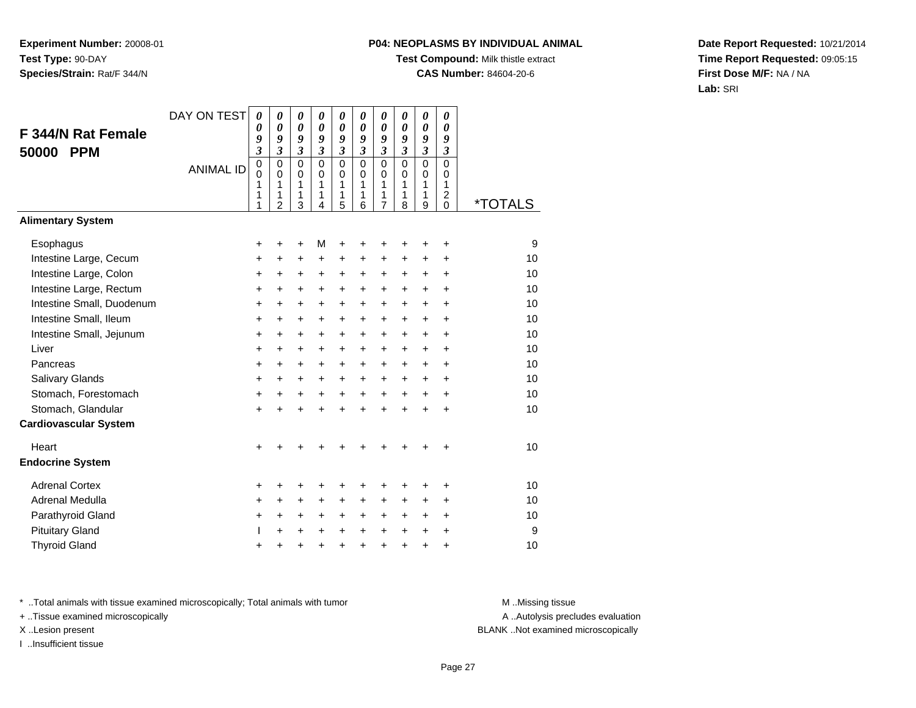**Experiment Number:** 20008-01
**Test Type:** 90-DAY
**Species/Strain:** Rat/F 344/N

**P04: NEOPLASMS BY INDIVIDUAL ANIMAL**
**Test Compound:** Milk thistle extract
**CAS Number:** 84604-20-6

**Date Report Requested:** 10/21/2014
**Time Report Requested:** 09:05:15
**First Dose M/F:** NA / NA
**Lab:** SRI

## F 344/N Rat Female 50000 PPM

| DAY ON TEST | 0093 | 0093 | 0093 | 0093 | 0093 | 0093 | 0093 | 0093 | 0093 | 0093 | |
|---|---|---|---|---|---|---|---|---|---|---|---|
| ANIMAL ID | 00111 | 00112 | 00113 | 00114 | 00115 | 00116 | 00117 | 00118 | 00119 | 00120 | *TOTALS |
| **Alimentary System** | | | | | | | | | | | |
| Esophagus | + | + | + | M | + | + | + | + | + | + | 9 |
| Intestine Large, Cecum | + | + | + | + | + | + | + | + | + | + | 10 |
| Intestine Large, Colon | + | + | + | + | + | + | + | + | + | + | 10 |
| Intestine Large, Rectum | + | + | + | + | + | + | + | + | + | + | 10 |
| Intestine Small, Duodenum | + | + | + | + | + | + | + | + | + | + | 10 |
| Intestine Small, Ileum | + | + | + | + | + | + | + | + | + | + | 10 |
| Intestine Small, Jejunum | + | + | + | + | + | + | + | + | + | + | 10 |
| Liver | + | + | + | + | + | + | + | + | + | + | 10 |
| Pancreas | + | + | + | + | + | + | + | + | + | + | 10 |
| Salivary Glands | + | + | + | + | + | + | + | + | + | + | 10 |
| Stomach, Forestomach | + | + | + | + | + | + | + | + | + | + | 10 |
| Stomach, Glandular | + | + | + | + | + | + | + | + | + | + | 10 |
| **Cardiovascular System** | | | | | | | | | | | |
| Heart | + | + | + | + | + | + | + | + | + | + | 10 |
| **Endocrine System** | | | | | | | | | | | |
| Adrenal Cortex | + | + | + | + | + | + | + | + | + | + | 10 |
| Adrenal Medulla | + | + | + | + | + | + | + | + | + | + | 10 |
| Parathyroid Gland | + | + | + | + | + | + | + | + | + | + | 10 |
| Pituitary Gland | I | + | + | + | + | + | + | + | + | + | 9 |
| Thyroid Gland | + | + | + | + | + | + | + | + | + | + | 10 |

* ..Total animals with tissue examined microscopically; Total animals with tumor
+ ..Tissue examined microscopically
X ..Lesion present
I ..Insufficient tissue

M ..Missing tissue
A ..Autolysis precludes evaluation
BLANK ..Not examined microscopically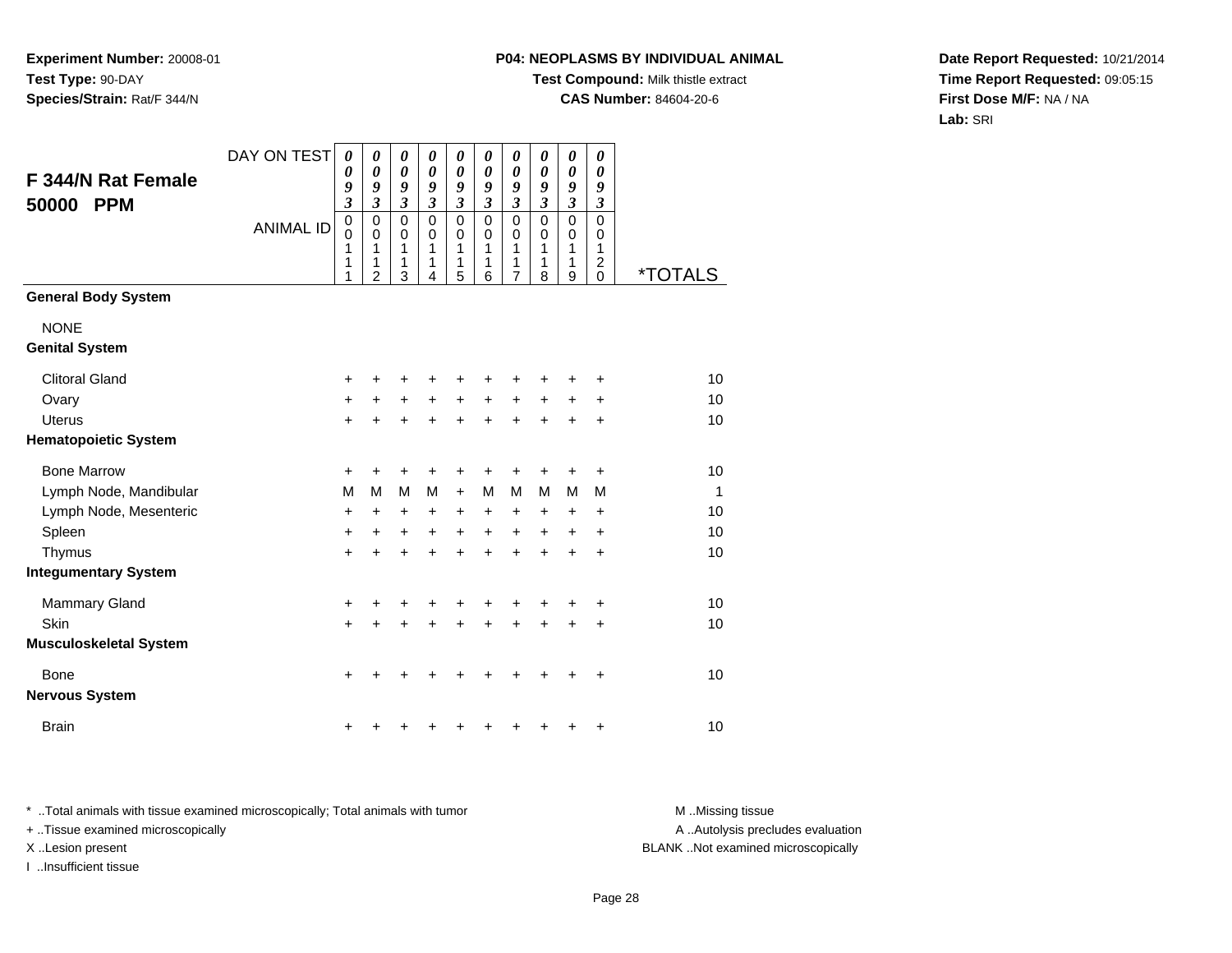**Experiment Number:** 20008-01
**Test Type:** 90-DAY
**Species/Strain:** Rat/F 344/N

**P04: NEOPLASMS BY INDIVIDUAL ANIMAL**
**Test Compound:** Milk thistle extract
**CAS Number:** 84604-20-6

**Date Report Requested:** 10/21/2014
**Time Report Requested:** 09:05:15
**First Dose M/F:** NA / NA
**Lab:** SRI

## F 344/N Rat Female 50000 PPM

| DAY ON TEST | 0093 | 0093 | 0093 | 0093 | 0093 | 0093 | 0093 | 0093 | 0093 | 0093 | |
|---|---|---|---|---|---|---|---|---|---|---|---|
| ANIMAL ID | 00111 | 00112 | 00113 | 00114 | 00115 | 00116 | 00117 | 00118 | 00119 | 00120 | *TOTALS |
| **General Body System** | | | | | | | | | | | |
| NONE | | | | | | | | | | | |
| **Genital System** | | | | | | | | | | | |
| Clitoral Gland | + | + | + | + | + | + | + | + | + | + | 10 |
| Ovary | + | + | + | + | + | + | + | + | + | + | 10 |
| Uterus | + | + | + | + | + | + | + | + | + | + | 10 |
| **Hematopoietic System** | | | | | | | | | | | |
| Bone Marrow | + | + | + | + | + | + | + | + | + | + | 10 |
| Lymph Node, Mandibular | M | M | M | M | + | M | M | M | M | M | 1 |
| Lymph Node, Mesenteric | + | + | + | + | + | + | + | + | + | + | 10 |
| Spleen | + | + | + | + | + | + | + | + | + | + | 10 |
| Thymus | + | + | + | + | + | + | + | + | + | + | 10 |
| **Integumentary System** | | | | | | | | | | | |
| Mammary Gland | + | + | + | + | + | + | + | + | + | + | 10 |
| Skin | + | + | + | + | + | + | + | + | + | + | 10 |
| **Musculoskeletal System** | | | | | | | | | | | |
| Bone | + | + | + | + | + | + | + | + | + | + | 10 |
| **Nervous System** | | | | | | | | | | | |
| Brain | + | + | + | + | + | + | + | + | + | + | 10 |

* ..Total animals with tissue examined microscopically; Total animals with tumor
+ ..Tissue examined microscopically
X ..Lesion present
I ..Insufficient tissue

M ..Missing tissue
A ..Autolysis precludes evaluation
BLANK ..Not examined microscopically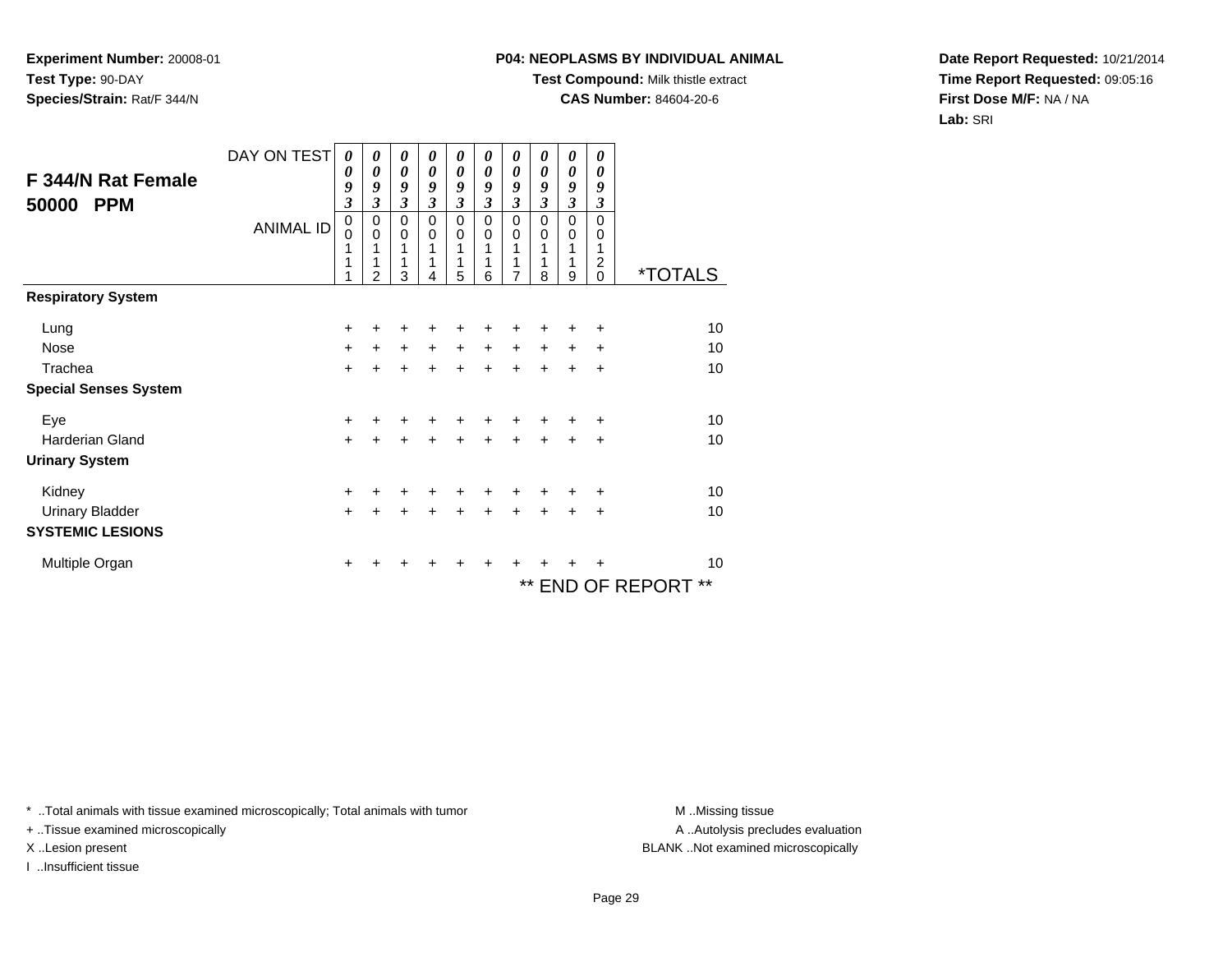**Experiment Number:** 20008-01
**Test Type:** 90-DAY
**Species/Strain:** Rat/F 344/N

**P04: NEOPLASMS BY INDIVIDUAL ANIMAL**
**Test Compound:** Milk thistle extract
**CAS Number:** 84604-20-6

**Date Report Requested:** 10/21/2014
**Time Report Requested:** 09:05:16
**First Dose M/F:** NA / NA
**Lab:** SRI

## F 344/N Rat Female 50000 PPM

| DAY ON TEST | 0093 | 0093 | 0093 | 0093 | 0093 | 0093 | 0093 | 0093 | 0093 | 0093 | |
|---|---|---|---|---|---|---|---|---|---|---|---|
| ANIMAL ID | 00111 | 00112 | 00113 | 00114 | 00115 | 00116 | 00117 | 00118 | 00119 | 00120 | *TOTALS |
| **Respiratory System** | | | | | | | | | | | |
| Lung | + | + | + | + | + | + | + | + | + | + | 10 |
| Nose | + | + | + | + | + | + | + | + | + | + | 10 |
| Trachea | + | + | + | + | + | + | + | + | + | + | 10 |
| **Special Senses System** | | | | | | | | | | | |
| Eye | + | + | + | + | + | + | + | + | + | + | 10 |
| Harderian Gland | + | + | + | + | + | + | + | + | + | + | 10 |
| **Urinary System** | | | | | | | | | | | |
| Kidney | + | + | + | + | + | + | + | + | + | + | 10 |
| Urinary Bladder | + | + | + | + | + | + | + | + | + | + | 10 |
| **SYSTEMIC LESIONS** | | | | | | | | | | | |
| Multiple Organ | + | + | + | + | + | + | + | + | + | + | 10 |

** END OF REPORT **

* ..Total animals with tissue examined microscopically; Total animals with tumor
+ ..Tissue examined microscopically
X ..Lesion present
I ..Insufficient tissue

M ..Missing tissue
A ..Autolysis precludes evaluation
BLANK ..Not examined microscopically